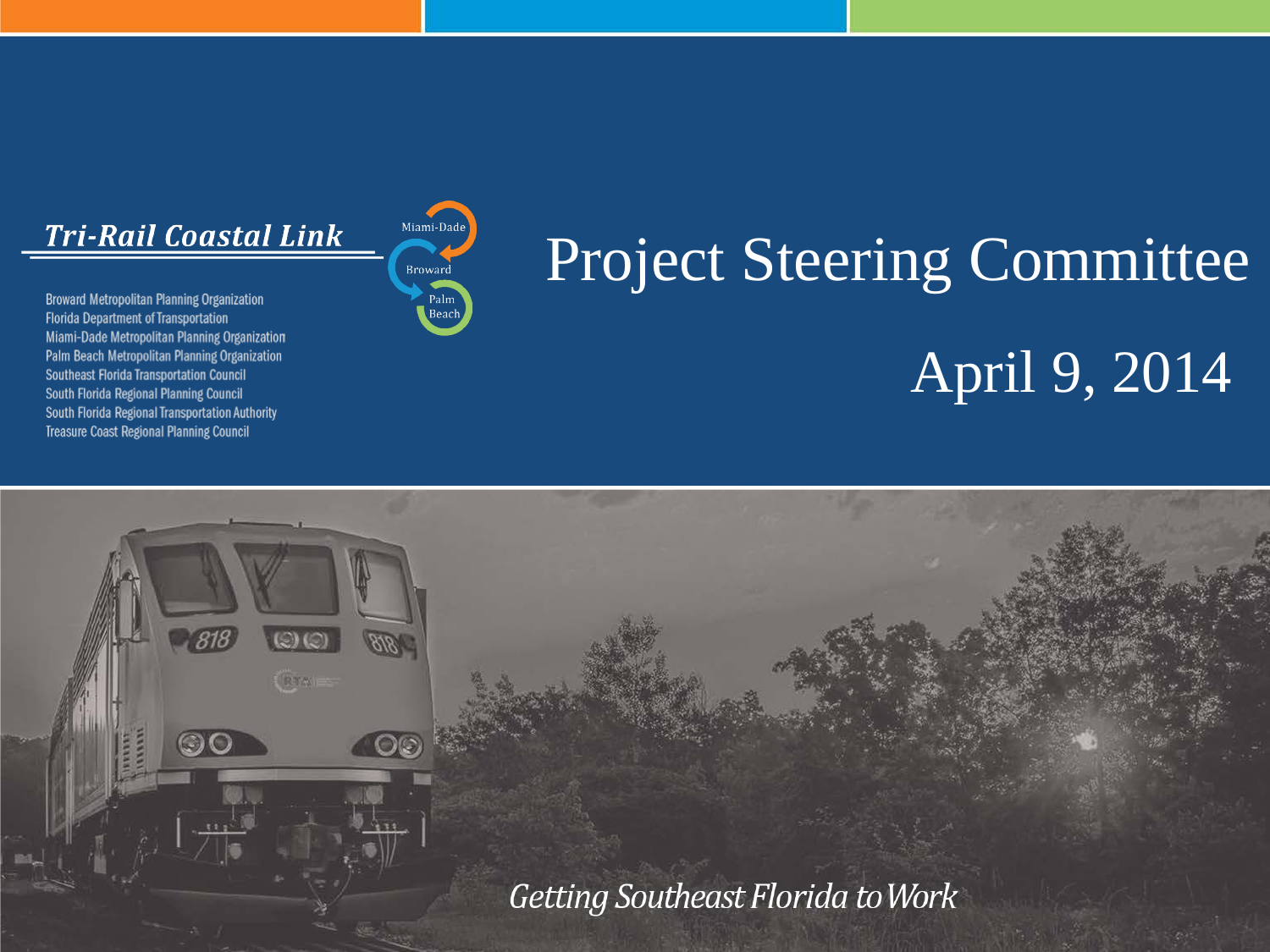# Project Steering Committee

## April 9, 2014

***Tri-Rail Coastal Link***

Miami-Dade
Broward
Palm Beach

Broward Metropolitan Planning Organization
Florida Department of Transportation
Miami-Dade Metropolitan Planning Organization
Palm Beach Metropolitan Planning Organization
Southeast Florida Transportation Council
South Florida Regional Planning Council
South Florida Regional Transportation Authority
Treasure Coast Regional Planning Council

*Getting Southeast Florida to Work*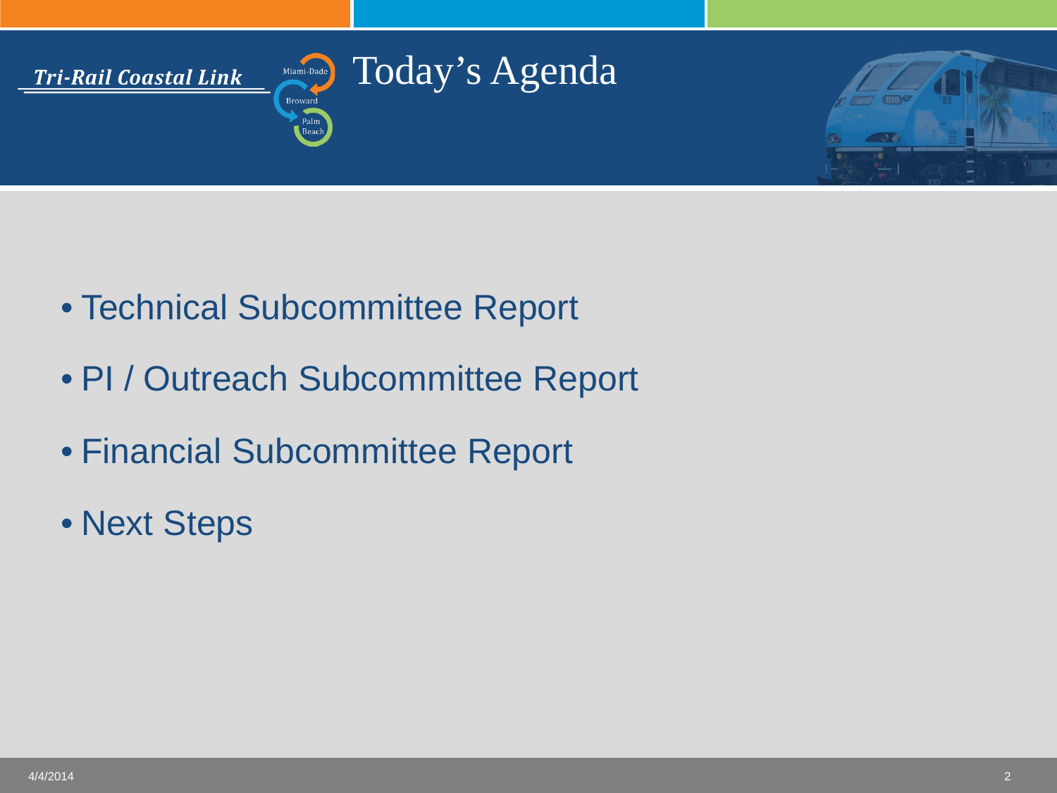# Today's Agenda

- Technical Subcommittee Report
- PI / Outreach Subcommittee Report
- Financial Subcommittee Report
- Next Steps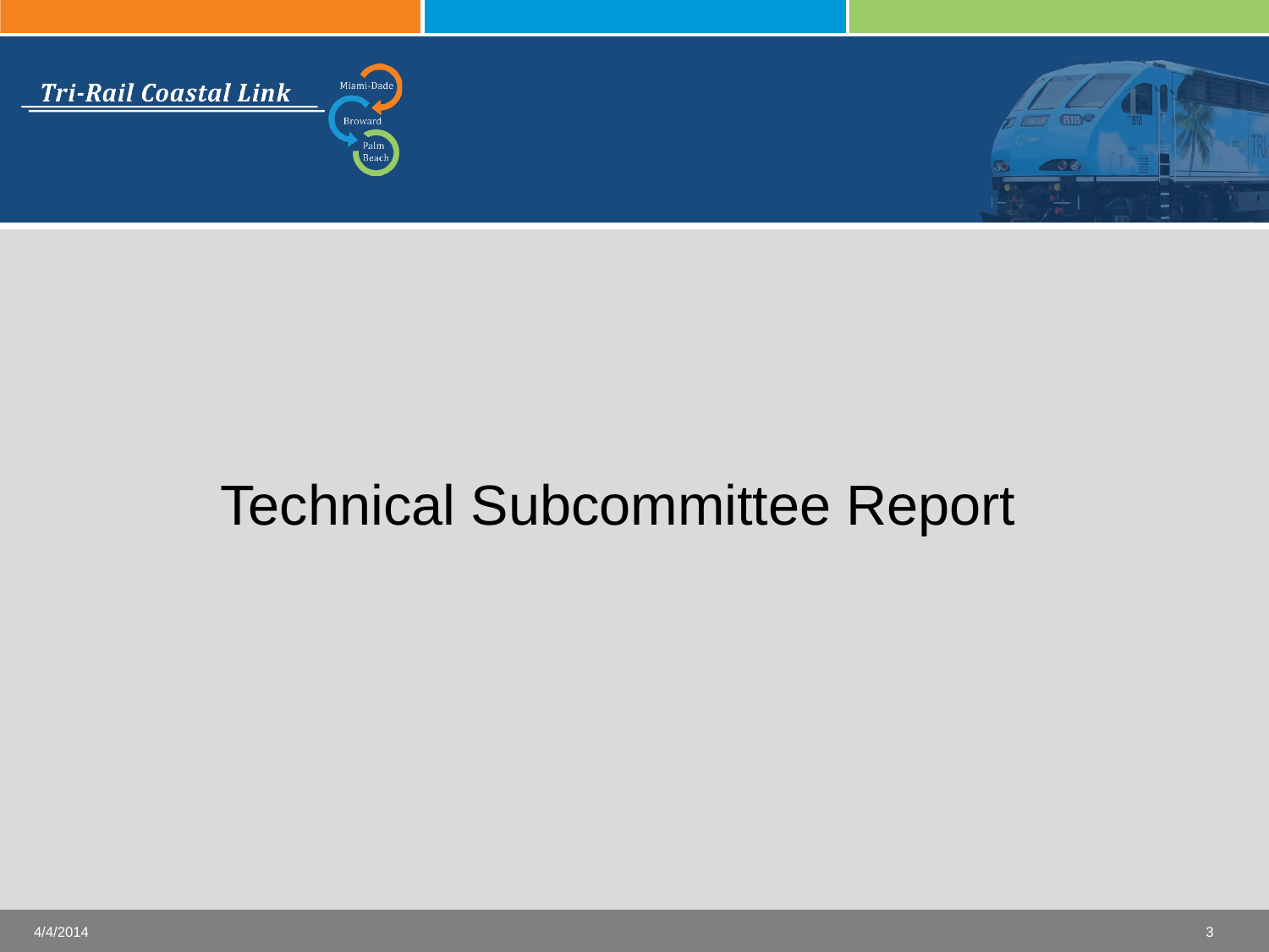# Technical Subcommittee Report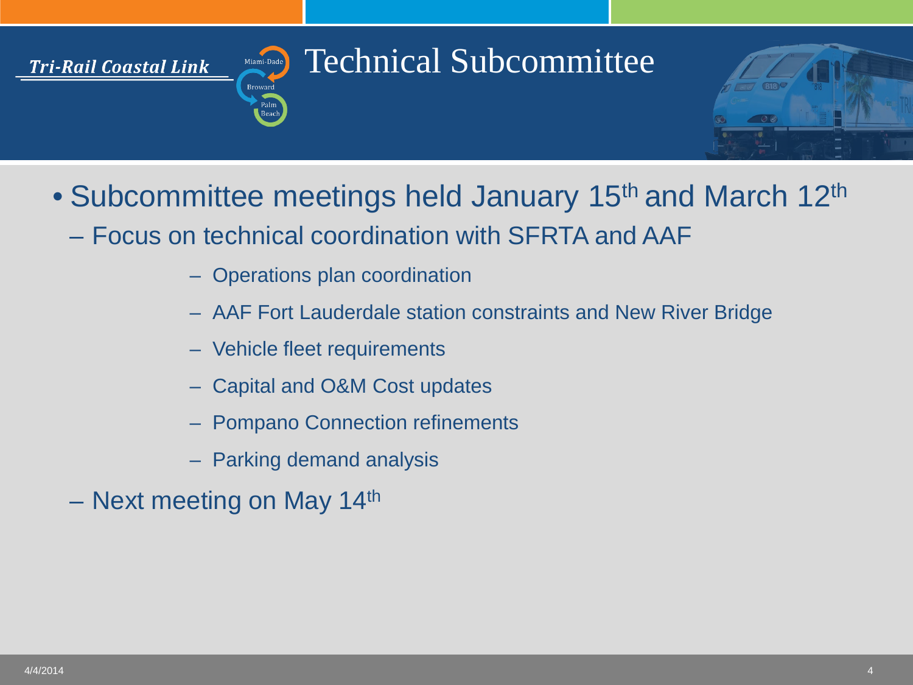# Technical Subcommittee

- Subcommittee meetings held January 15th and March 12th
  - Focus on technical coordination with SFRTA and AAF
    - Operations plan coordination
    - AAF Fort Lauderdale station constraints and New River Bridge
    - Vehicle fleet requirements
    - Capital and O&M Cost updates
    - Pompano Connection refinements
    - Parking demand analysis
  - Next meeting on May 14th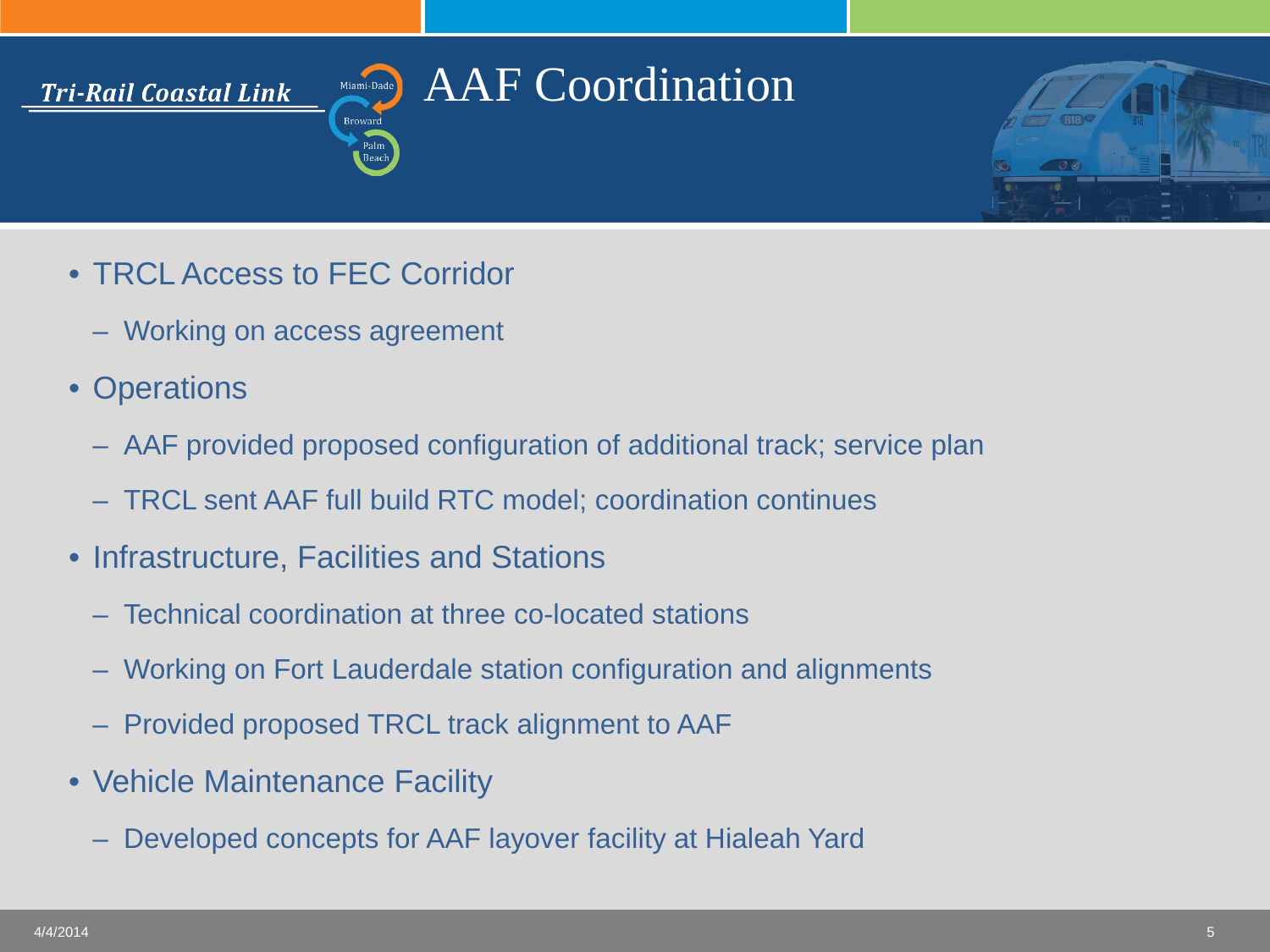# AAF Coordination

- TRCL Access to FEC Corridor
  - Working on access agreement
- Operations
  - AAF provided proposed configuration of additional track; service plan
  - TRCL sent AAF full build RTC model; coordination continues
- Infrastructure, Facilities and Stations
  - Technical coordination at three co-located stations
  - Working on Fort Lauderdale station configuration and alignments
  - Provided proposed TRCL track alignment to AAF
- Vehicle Maintenance Facility
  - Developed concepts for AAF layover facility at Hialeah Yard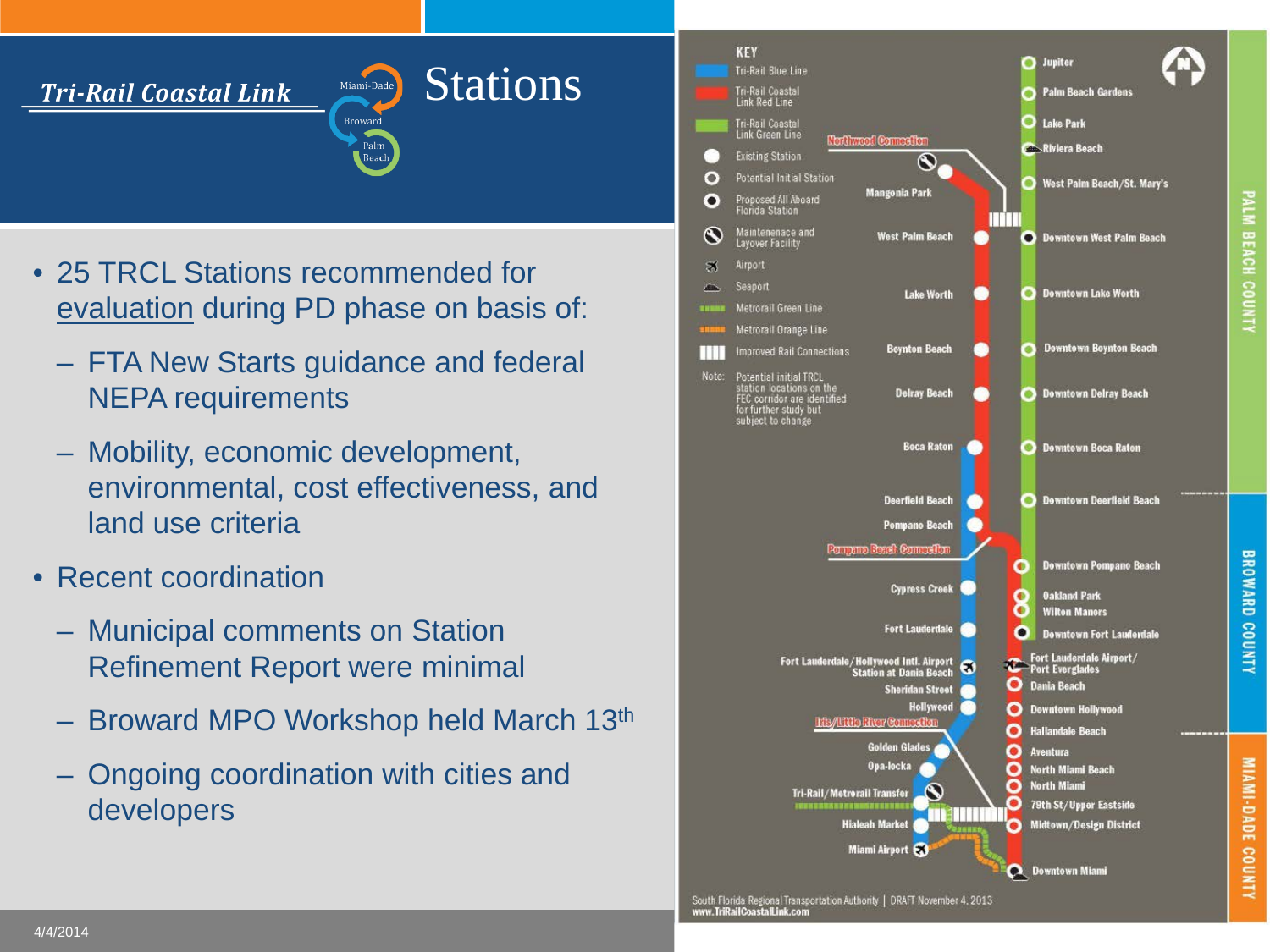# Tri-Rail Coastal Link Stations

- 25 TRCL Stations recommended for evaluation during PD phase on basis of:
  - FTA New Starts guidance and federal NEPA requirements
  - Mobility, economic development, environmental, cost effectiveness, and land use criteria
- Recent coordination
  - Municipal comments on Station Refinement Report were minimal
  - Broward MPO Workshop held March 13th
  - Ongoing coordination with cities and developers

KEY

Tri-Rail Blue Line

Tri-Rail Coastal Link Red Line

Tri-Rail Coastal Link Green Line

Existing Station

Potential Initial Station

Proposed All Aboard Florida Station

Maintenenace and Layover Facility

Airport

Seaport

Metrorail Green Line

Metrorail Orange Line

Improved Rail Connections

Note: Potential initial TRCL station locations on the FEC corridor are identified for further study but subject to change

Jupiter

Palm Beach Gardens

Lake Park

Riviera Beach

Northwood Connection

Mangonia Park

West Palm Beach/St. Mary's

West Palm Beach

Downtown West Palm Beach

Lake Worth

Downtown Lake Worth

Boynton Beach

Downtown Boynton Beach

Delray Beach

Downtown Delray Beach

Boca Raton

Downtown Boca Raton

Deerfield Beach

Downtown Deerfield Beach

Pompano Beach

Pompano Beach Connection

Downtown Pompano Beach

Cypress Creek

Oakland Park

Wilton Manors

Fort Lauderdale

Downtown Fort Lauderdale

Fort Lauderdale/Hollywood Intl. Airport Station at Dania Beach

Fort Lauderdale Airport/ Port Everglades

Sheridan Street

Dania Beach

Hollywood

Downtown Hollywood

Iris/Little River Connection

Hallandale Beach

Golden Glades

Aventura

Opa-locka

North Miami Beach

North Miami

Tri-Rail/Metrorail Transfer

79th St/Upper Eastside

Hialeah Market

Midtown/Design District

Miami Airport

Downtown Miami

PALM BEACH COUNTY

BROWARD COUNTY

MIAMI-DADE COUNTY

South Florida Regional Transportation Authority | DRAFT November 4, 2013
www.TriRailCoastalLink.com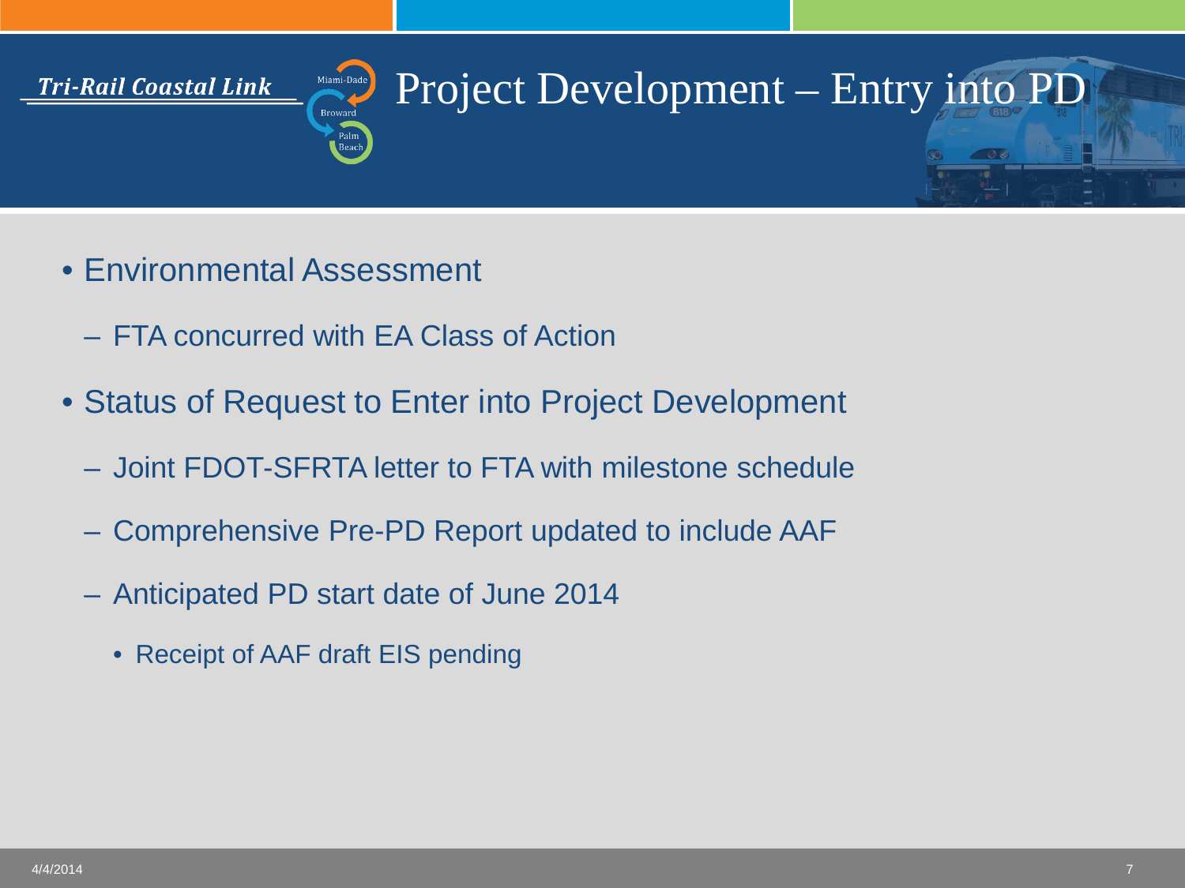# Project Development – Entry into PD

- Environmental Assessment
  - FTA concurred with EA Class of Action
- Status of Request to Enter into Project Development
  - Joint FDOT-SFRTA letter to FTA with milestone schedule
  - Comprehensive Pre-PD Report updated to include AAF
  - Anticipated PD start date of June 2014
    - Receipt of AAF draft EIS pending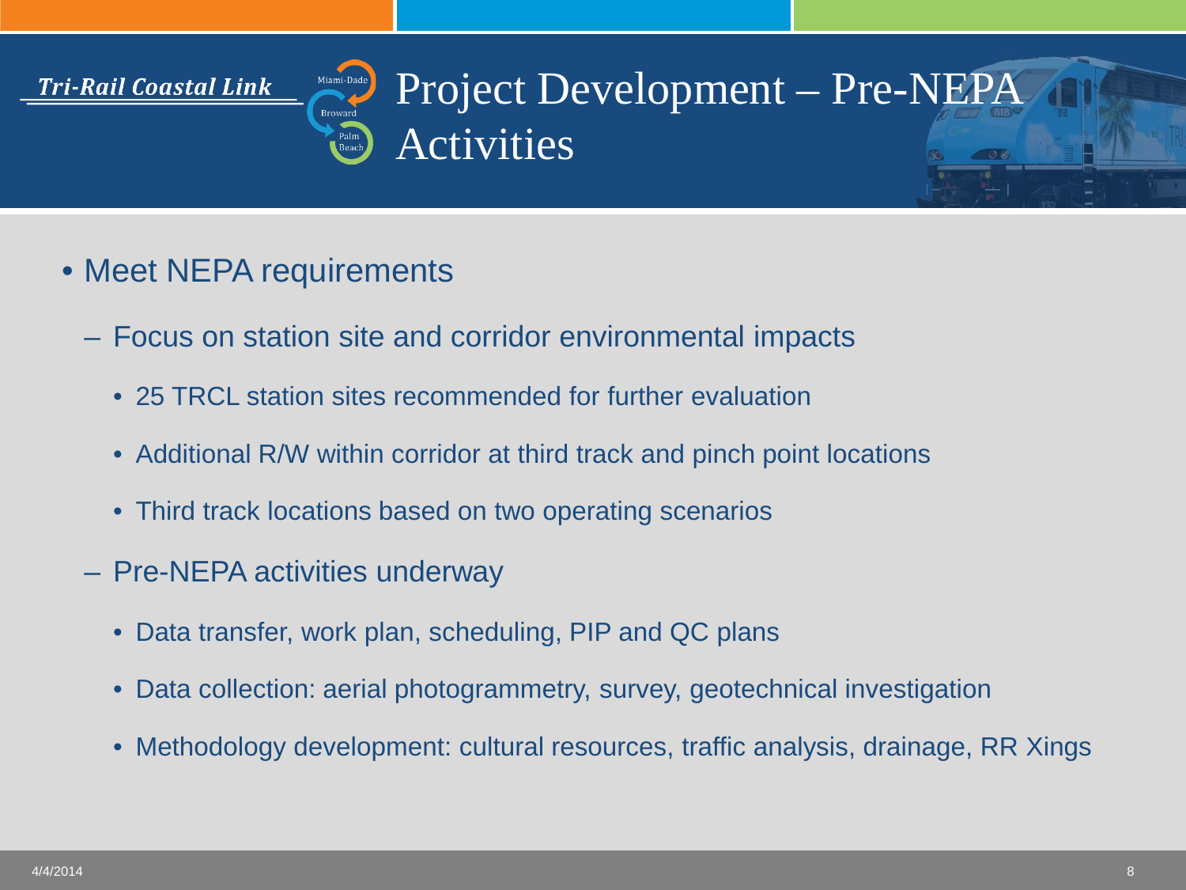# Project Development – Pre-NEPA Activities

- Meet NEPA requirements
  - Focus on station site and corridor environmental impacts
    - 25 TRCL station sites recommended for further evaluation
    - Additional R/W within corridor at third track and pinch point locations
    - Third track locations based on two operating scenarios
  - Pre-NEPA activities underway
    - Data transfer, work plan, scheduling, PIP and QC plans
    - Data collection: aerial photogrammetry, survey, geotechnical investigation
    - Methodology development: cultural resources, traffic analysis, drainage, RR Xings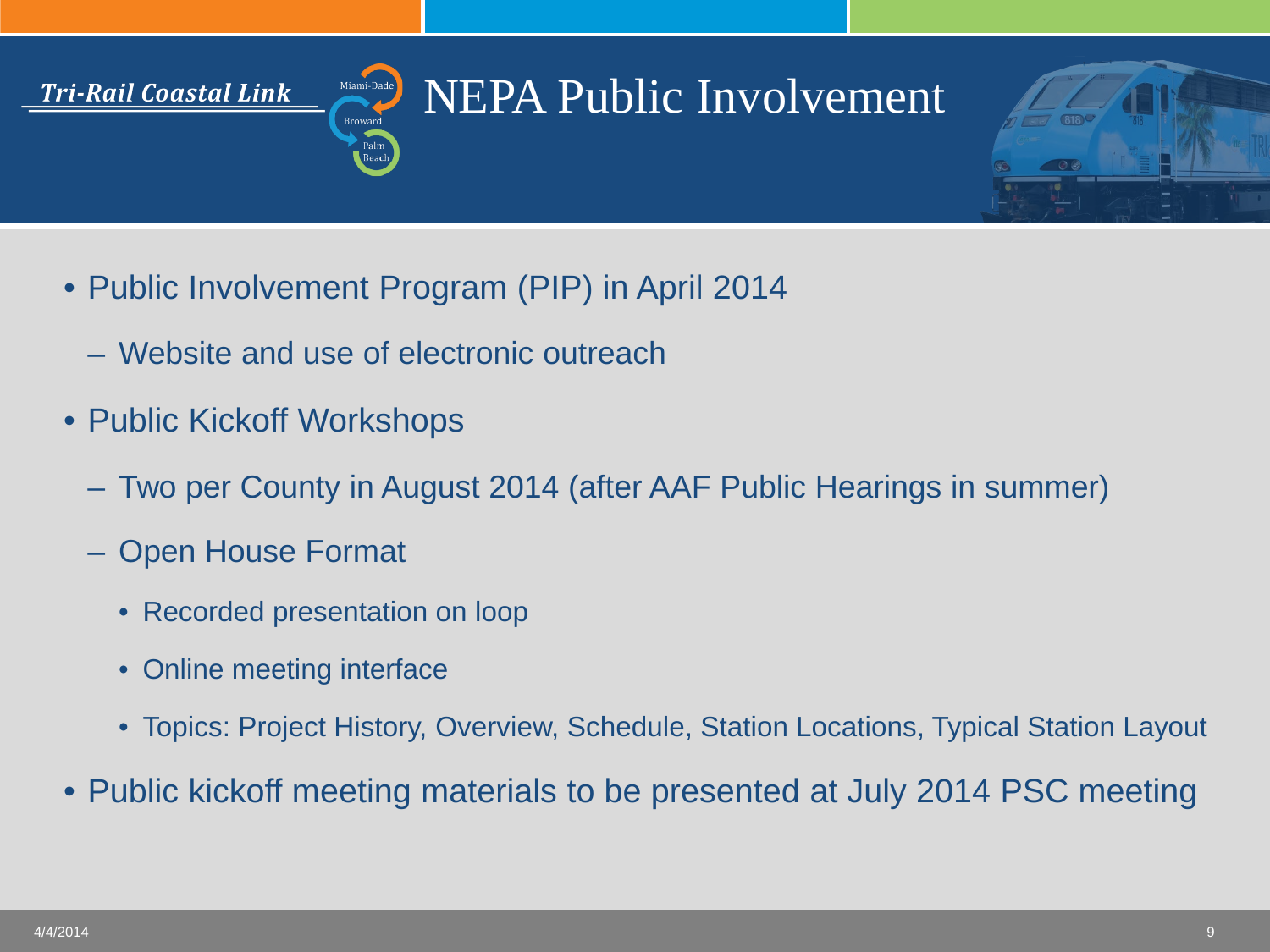# NEPA Public Involvement

- Public Involvement Program (PIP) in April 2014
  - Website and use of electronic outreach
- Public Kickoff Workshops
  - Two per County in August 2014 (after AAF Public Hearings in summer)
  - Open House Format
    - Recorded presentation on loop
    - Online meeting interface
    - Topics: Project History, Overview, Schedule, Station Locations, Typical Station Layout
- Public kickoff meeting materials to be presented at July 2014 PSC meeting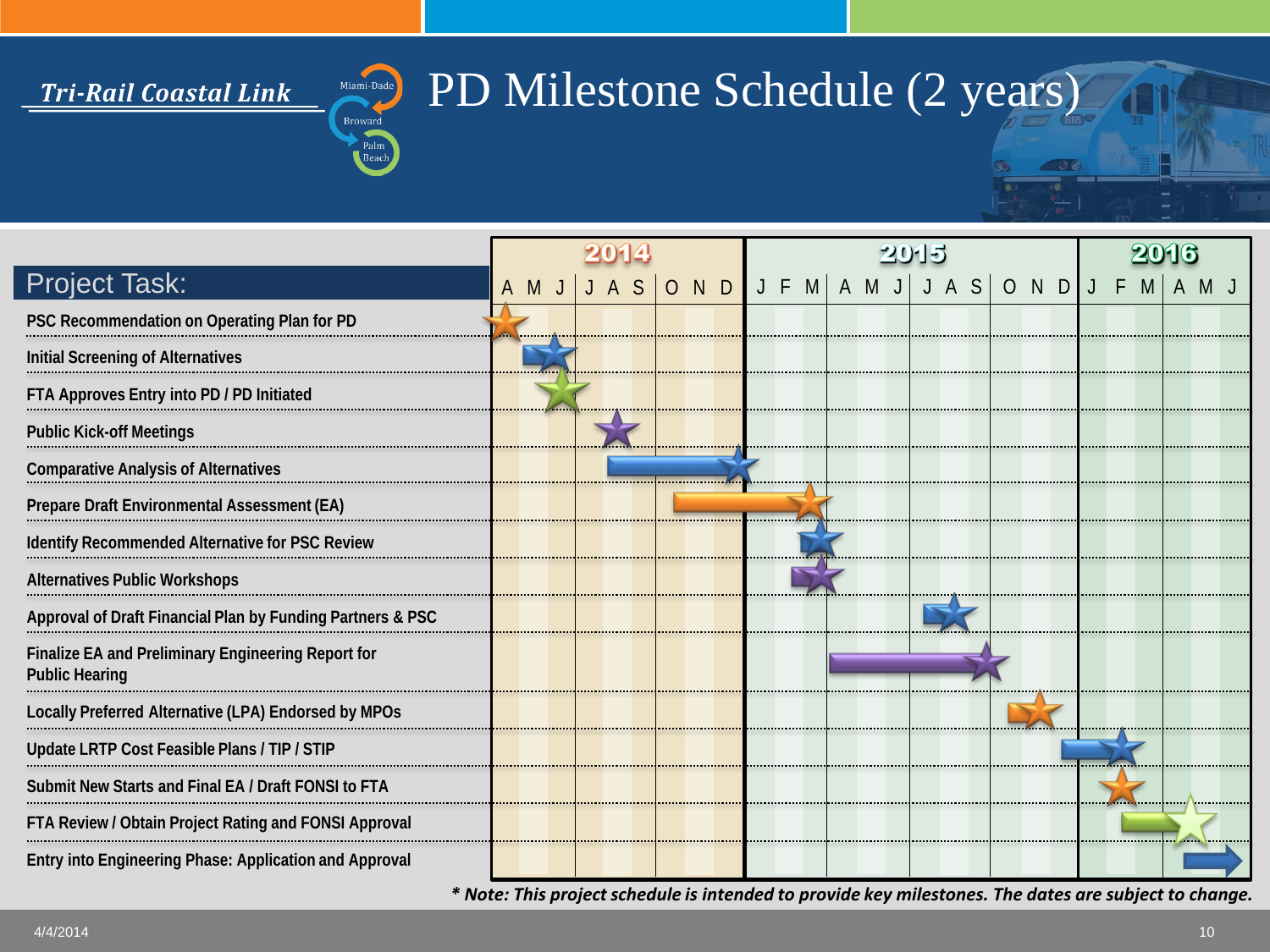Tri-Rail Coastal Link

Miami-Dade
Broward
Palm Beach

# PD Milestone Schedule (2 years)

2014 | 2015 | 2016

A M J | J A S | O N D | J F M | A M J | J A S | O N D | J F M | A M J

Project Task:

- PSC Recommendation on Operating Plan for PD
- Initial Screening of Alternatives
- FTA Approves Entry into PD / PD Initiated
- Public Kick-off Meetings
- Comparative Analysis of Alternatives
- Prepare Draft Environmental Assessment (EA)
- Identify Recommended Alternative for PSC Review
- Alternatives Public Workshops
- Approval of Draft Financial Plan by Funding Partners & PSC
- Finalize EA and Preliminary Engineering Report for Public Hearing
- Locally Preferred Alternative (LPA) Endorsed by MPOs
- Update LRTP Cost Feasible Plans / TIP / STIP
- Submit New Starts and Final EA / Draft FONSI to FTA
- FTA Review / Obtain Project Rating and FONSI Approval
- Entry into Engineering Phase: Application and Approval

*\* Note: This project schedule is intended to provide key milestones. The dates are subject to change.*

4/4/2014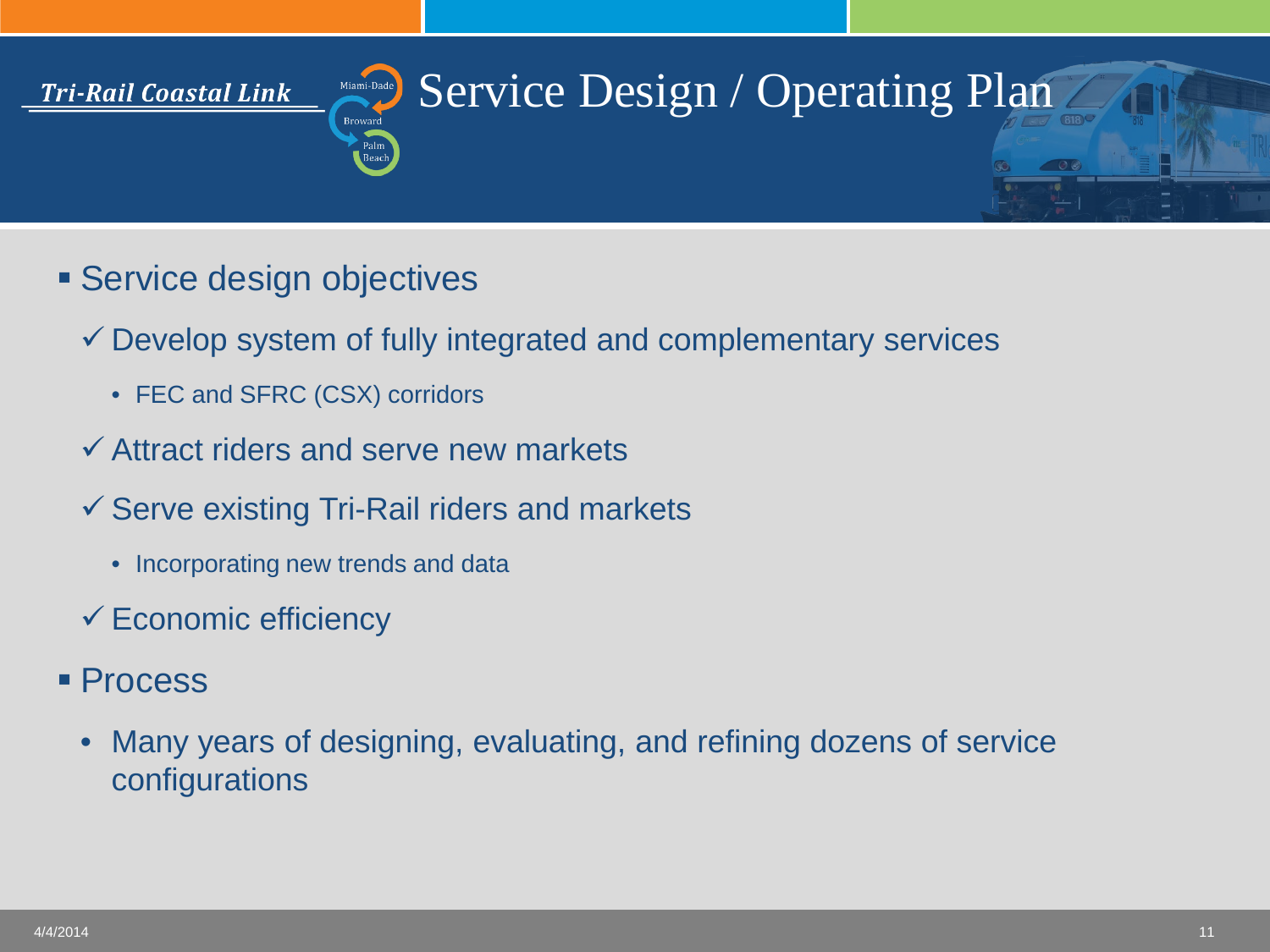# Service Design / Operating Plan

- Service design objectives
  - ✓ Develop system of fully integrated and complementary services
    - FEC and SFRC (CSX) corridors
  - ✓ Attract riders and serve new markets
  - ✓ Serve existing Tri-Rail riders and markets
    - Incorporating new trends and data
  - ✓ Economic efficiency
- Process
  - Many years of designing, evaluating, and refining dozens of service configurations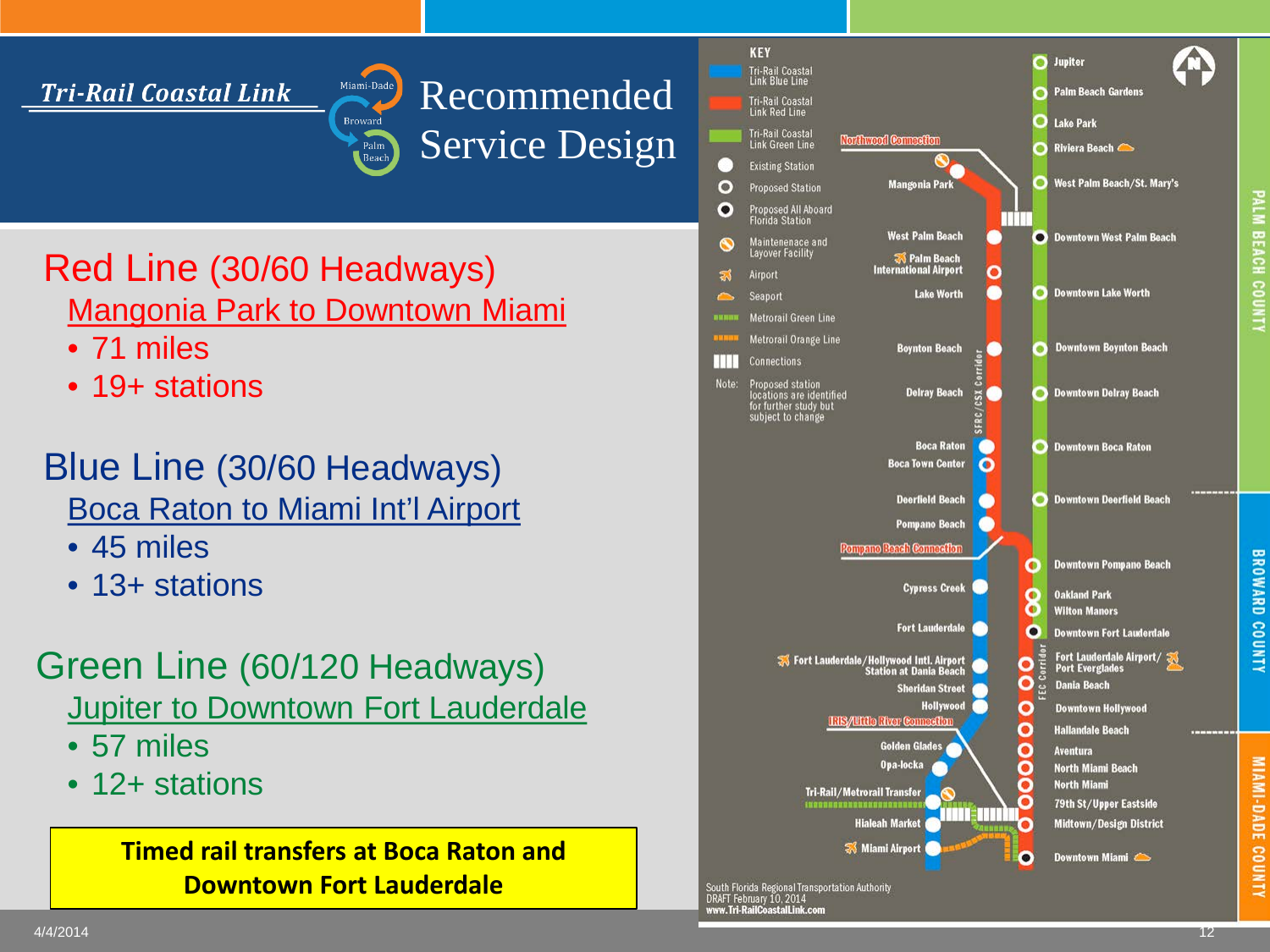# Tri-Rail Coastal Link — Recommended Service Design

Miami-Dade
Broward
Palm Beach

## Red Line (30/60 Headways)

Mangonia Park to Downtown Miami

- 71 miles
- 19+ stations

## Blue Line (30/60 Headways)

Boca Raton to Miami Int'l Airport

- 45 miles
- 13+ stations

## Green Line (60/120 Headways)

Jupiter to Downtown Fort Lauderdale

- 57 miles
- 12+ stations

**Timed rail transfers at Boca Raton and Downtown Fort Lauderdale**

KEY
Tri-Rail Coastal Link Blue Line
Tri-Rail Coastal Link Red Line
Tri-Rail Coastal Link Green Line
Existing Station
Proposed Station
Proposed All Aboard Florida Station
Maintenance and Layover Facility
Airport
Seaport
Metrorail Green Line
Metrorail Orange Line
Connections
Note: Proposed station locations are identified for further study but subject to change

Northwood Connection
Mangonia Park
West Palm Beach
Palm Beach International Airport
Lake Worth
Boynton Beach
Delray Beach
Boca Raton
Boca Town Center
Deerfield Beach
Pompano Beach
Pompano Beach Connection
Cypress Creek
Fort Lauderdale
Fort Lauderdale/Hollywood Intl. Airport Station at Dania Beach
Sheridan Street
Hollywood
IRIS/Little River Connection
Golden Glades
Opa-locka
Tri-Rail/Metrorail Transfer
Hialeah Market
Miami Airport
SFRC/CSX Corridor
FEC Corridor

Jupiter
Palm Beach Gardens
Lake Park
Riviera Beach
West Palm Beach/St. Mary's
Downtown West Palm Beach
Downtown Lake Worth
Downtown Boynton Beach
Downtown Delray Beach
Downtown Boca Raton
Downtown Deerfield Beach
Downtown Pompano Beach
Oakland Park
Wilton Manors
Downtown Fort Lauderdale
Fort Lauderdale Airport/ Port Everglades
Dania Beach
Downtown Hollywood
Hallandale Beach
Aventura
North Miami Beach
North Miami
79th St/Upper Eastside
Midtown/Design District
Downtown Miami

PALM BEACH COUNTY
BROWARD COUNTY
MIAMI-DADE COUNTY

South Florida Regional Transportation Authority
DRAFT February 10, 2014
www.Tri-RailCoastalLink.com

4/4/2014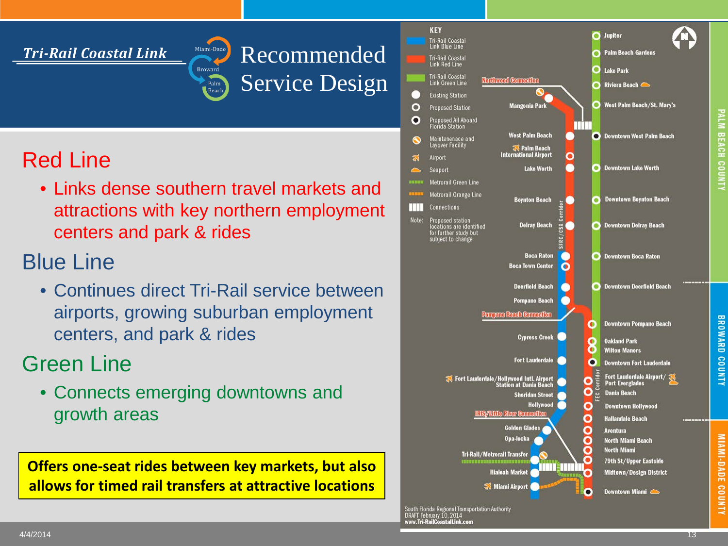# Tri-Rail Coastal Link — Recommended Service Design

Miami-Dade
Broward
Palm Beach

## Red Line

- Links dense southern travel markets and attractions with key northern employment centers and park & rides

## Blue Line

- Continues direct Tri-Rail service between airports, growing suburban employment centers, and park & rides

## Green Line

- Connects emerging downtowns and growth areas

**Offers one-seat rides between key markets, but also allows for timed rail transfers at attractive locations**

KEY
Tri-Rail Coastal Link Blue Line
Tri-Rail Coastal Link Red Line
Tri-Rail Coastal Link Green Line
Existing Station
Proposed Station
Proposed All Aboard Florida Station
Maintenenace and Layover Facility
Airport
Seaport
Metrorail Green Line
Metrorail Orange Line
Connections
Note: Proposed station locations are identified for further study but subject to change

Jupiter
Palm Beach Gardens
Lake Park
Riviera Beach
West Palm Beach/St. Mary's
Northwood Connection
Mangonia Park
West Palm Beach
Downtown West Palm Beach
Palm Beach International Airport
Lake Worth
Downtown Lake Worth
Boynton Beach
Downtown Boynton Beach
Delray Beach
Downtown Delray Beach
SFRC/CSX Corridor
Boca Raton
Boca Town Center
Downtown Boca Raton
Deerfield Beach
Downtown Deerfield Beach
Pompano Beach
Pompano Beach Connection
Downtown Pompano Beach
Cypress Creek
Oakland Park
Wilton Manors
Fort Lauderdale
Downtown Fort Lauderdale
Fort Lauderdale/Hollywood Intl. Airport Station at Dania Beach
Fort Lauderdale Airport/ Port Everglades
FEC Corridor
Sheridan Street
Dania Beach
Hollywood
Downtown Hollywood
IRIS/Little River Connection
Hallandale Beach
Golden Glades
Aventura
Opa-locka
North Miami Beach
North Miami
Tri-Rail/Metrorail Transfer
79th St/Upper Eastside
Hialeah Market
Midtown/Design District
Miami Airport
Downtown Miami

PALM BEACH COUNTY
BROWARD COUNTY
MIAMI-DADE COUNTY

South Florida Regional Transportation Authority
DRAFT February 10, 2014
www.Tri-RailCoastalLink.com

4/4/2014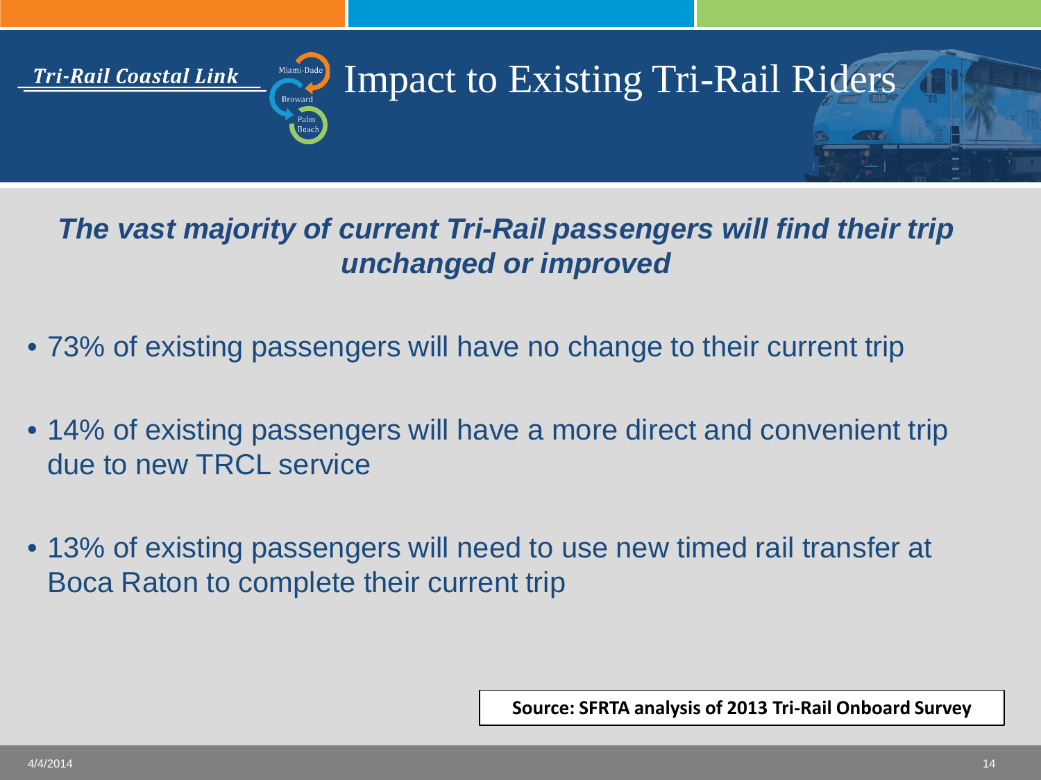# Impact to Existing Tri-Rail Riders

***The vast majority of current Tri-Rail passengers will find their trip unchanged or improved***

- 73% of existing passengers will have no change to their current trip
- 14% of existing passengers will have a more direct and convenient trip due to new TRCL service
- 13% of existing passengers will need to use new timed rail transfer at Boca Raton to complete their current trip

**Source: SFRTA analysis of 2013 Tri-Rail Onboard Survey**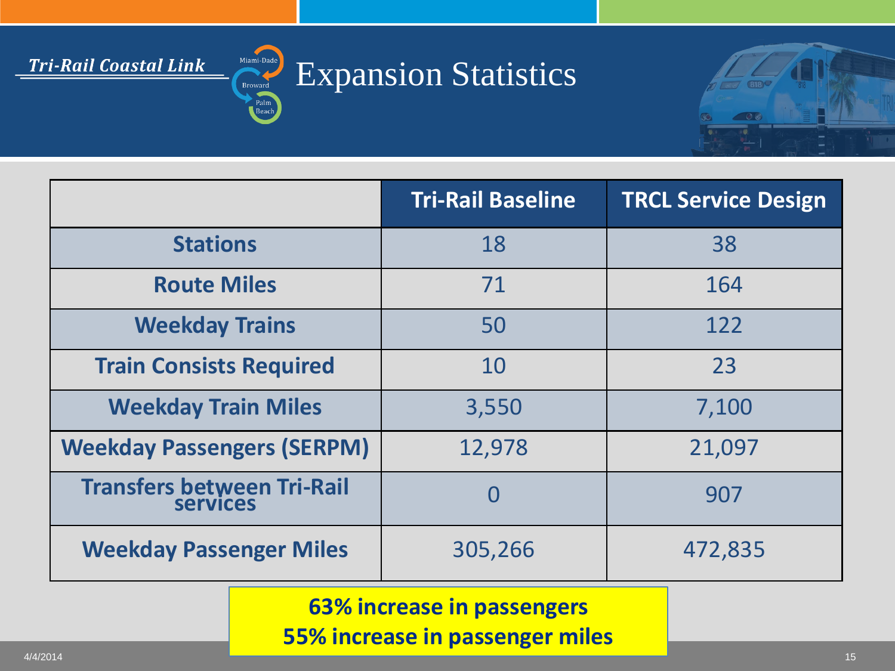Tri-Rail Coastal Link

# Expansion Statistics

| | Tri-Rail Baseline | TRCL Service Design |
|---|---|---|
| **Stations** | 18 | 38 |
| **Route Miles** | 71 | 164 |
| **Weekday Trains** | 50 | 122 |
| **Train Consists Required** | 10 | 23 |
| **Weekday Train Miles** | 3,550 | 7,100 |
| **Weekday Passengers (SERPM)** | 12,978 | 21,097 |
| **Transfers between Tri-Rail services** | 0 | 907 |
| **Weekday Passenger Miles** | 305,266 | 472,835 |

**63% increase in passengers**
**55% increase in passenger miles**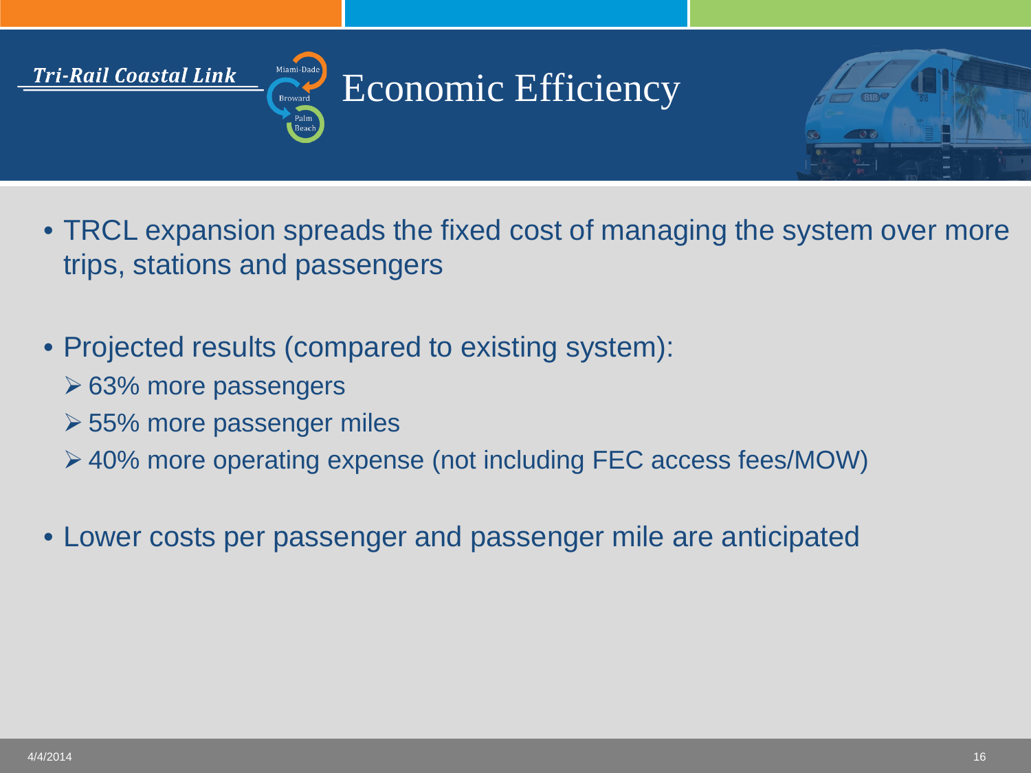# Economic Efficiency

- TRCL expansion spreads the fixed cost of managing the system over more trips, stations and passengers

- Projected results (compared to existing system):
  - 63% more passengers
  - 55% more passenger miles
  - 40% more operating expense (not including FEC access fees/MOW)

- Lower costs per passenger and passenger mile are anticipated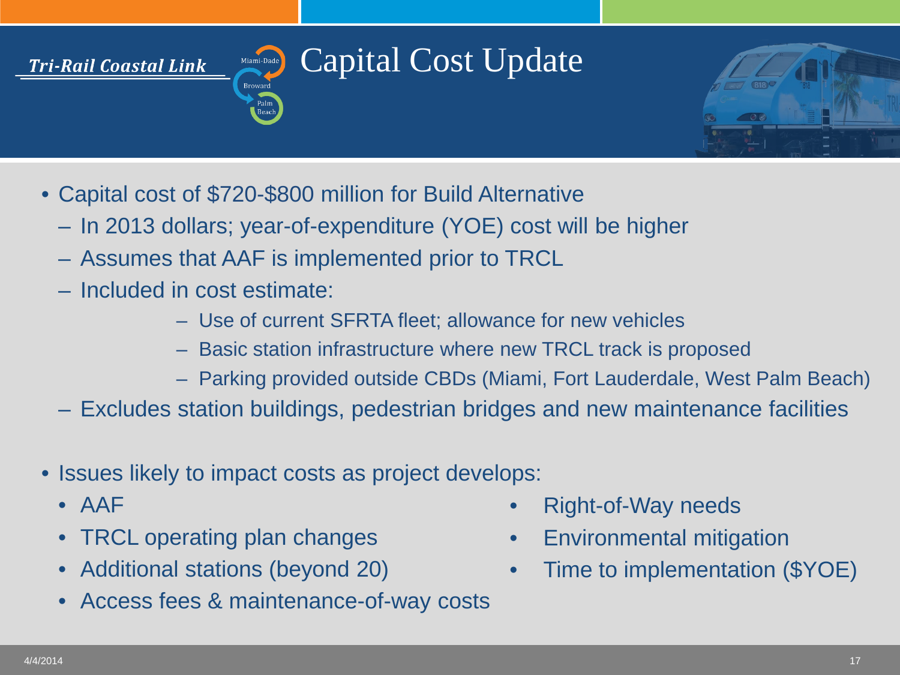# Capital Cost Update

- Capital cost of $720-$800 million for Build Alternative
  - In 2013 dollars; year-of-expenditure (YOE) cost will be higher
  - Assumes that AAF is implemented prior to TRCL
  - Included in cost estimate:
    - Use of current SFRTA fleet; allowance for new vehicles
    - Basic station infrastructure where new TRCL track is proposed
    - Parking provided outside CBDs (Miami, Fort Lauderdale, West Palm Beach)
  - Excludes station buildings, pedestrian bridges and new maintenance facilities

- Issues likely to impact costs as project develops:
  - AAF
  - TRCL operating plan changes
  - Additional stations (beyond 20)
  - Access fees & maintenance-of-way costs
  - Right-of-Way needs
  - Environmental mitigation
  - Time to implementation ($YOE)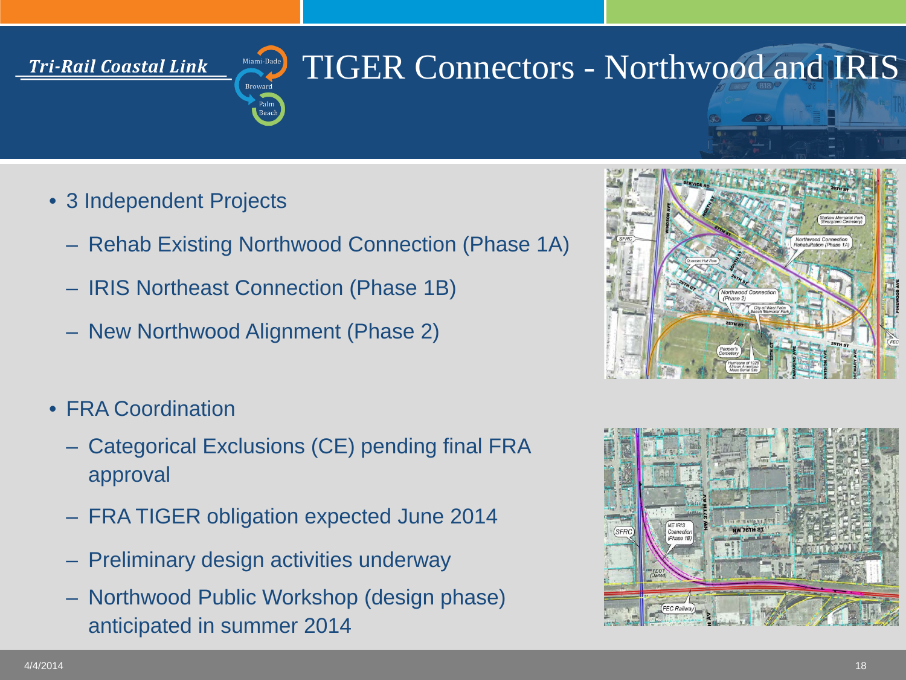# TIGER Connectors - Northwood and IRIS

- 3 Independent Projects
  - Rehab Existing Northwood Connection (Phase 1A)
  - IRIS Northeast Connection (Phase 1B)
  - New Northwood Alignment (Phase 2)
- FRA Coordination
  - Categorical Exclusions (CE) pending final FRA approval
  - FRA TIGER obligation expected June 2014
  - Preliminary design activities underway
  - Northwood Public Workshop (design phase) anticipated in summer 2014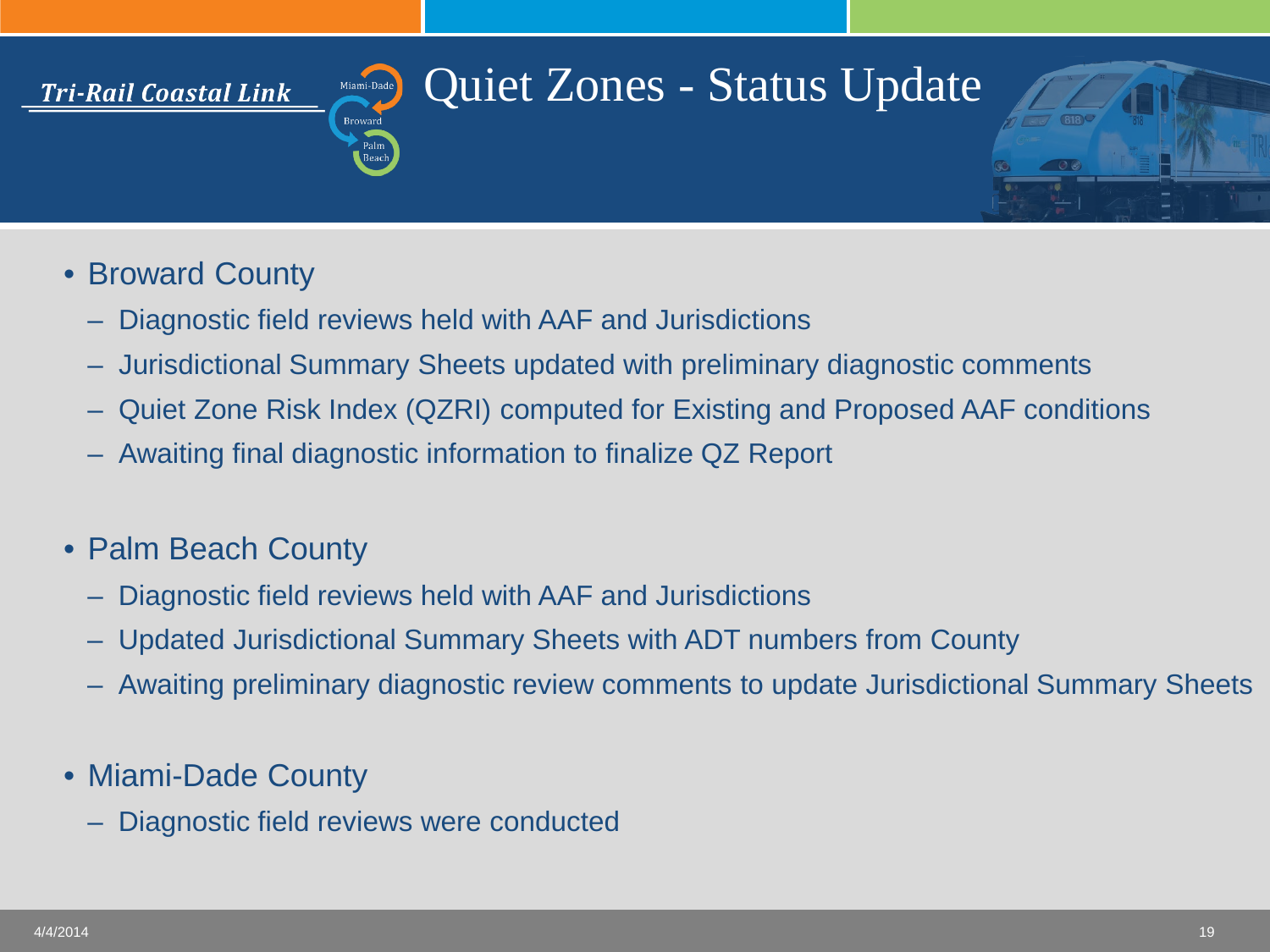# Quiet Zones - Status Update

- Broward County
  - Diagnostic field reviews held with AAF and Jurisdictions
  - Jurisdictional Summary Sheets updated with preliminary diagnostic comments
  - Quiet Zone Risk Index (QZRI) computed for Existing and Proposed AAF conditions
  - Awaiting final diagnostic information to finalize QZ Report

- Palm Beach County
  - Diagnostic field reviews held with AAF and Jurisdictions
  - Updated Jurisdictional Summary Sheets with ADT numbers from County
  - Awaiting preliminary diagnostic review comments to update Jurisdictional Summary Sheets

- Miami-Dade County
  - Diagnostic field reviews were conducted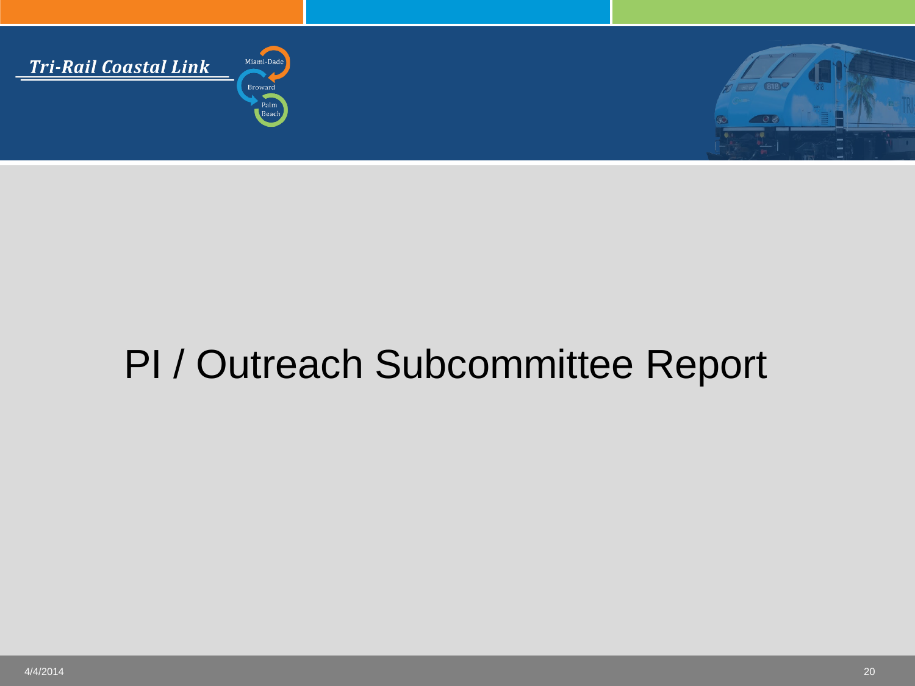# PI / Outreach Subcommittee Report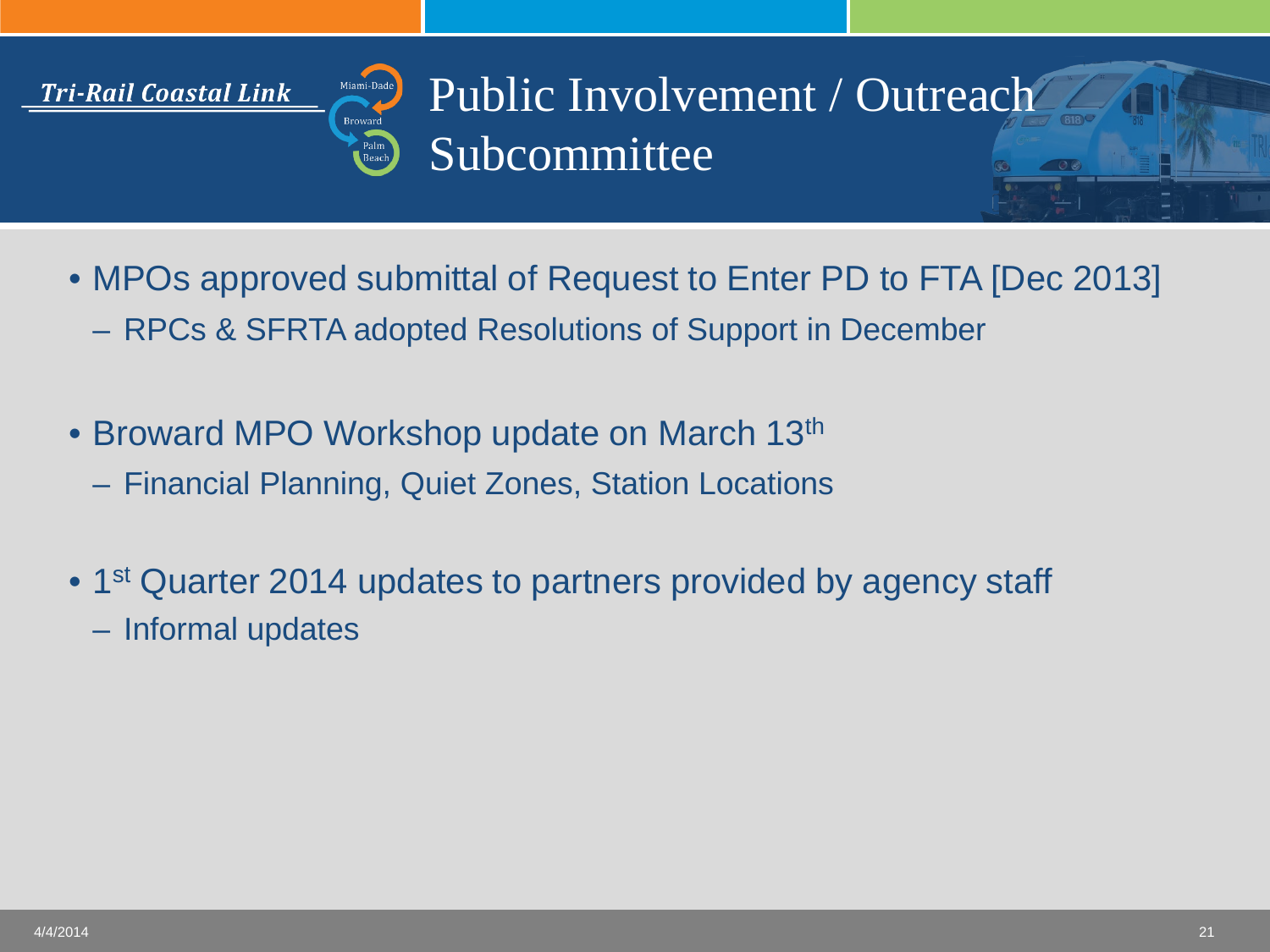# Public Involvement / Outreach Subcommittee

- MPOs approved submittal of Request to Enter PD to FTA [Dec 2013]
  - RPCs & SFRTA adopted Resolutions of Support in December
- Broward MPO Workshop update on March 13th
  - Financial Planning, Quiet Zones, Station Locations
- 1st Quarter 2014 updates to partners provided by agency staff
  - Informal updates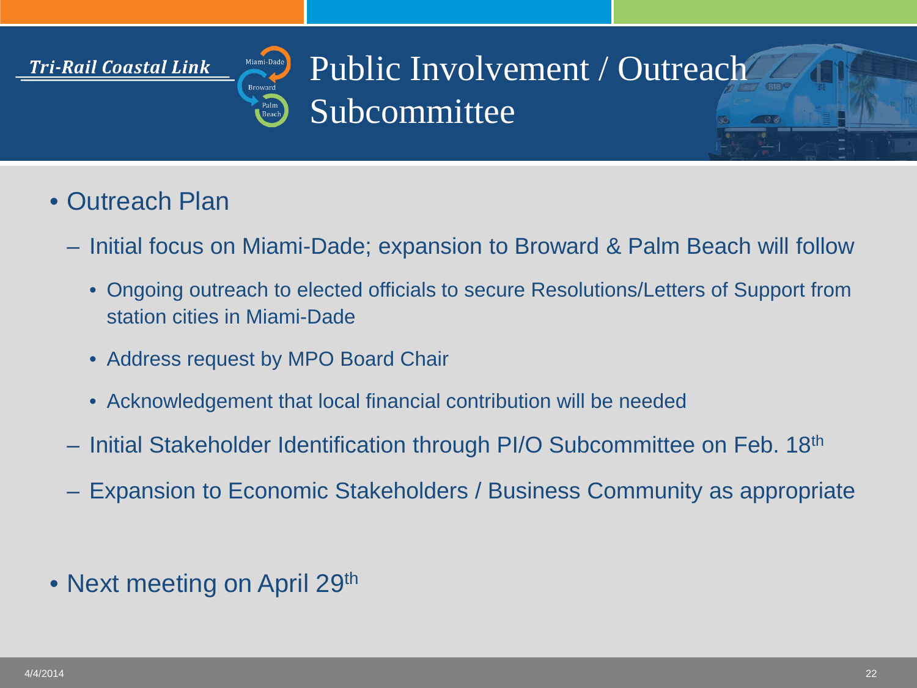# Public Involvement / Outreach Subcommittee

- Outreach Plan
  - Initial focus on Miami-Dade; expansion to Broward & Palm Beach will follow
    - Ongoing outreach to elected officials to secure Resolutions/Letters of Support from station cities in Miami-Dade
    - Address request by MPO Board Chair
    - Acknowledgement that local financial contribution will be needed
  - Initial Stakeholder Identification through PI/O Subcommittee on Feb. 18th
  - Expansion to Economic Stakeholders / Business Community as appropriate

- Next meeting on April 29th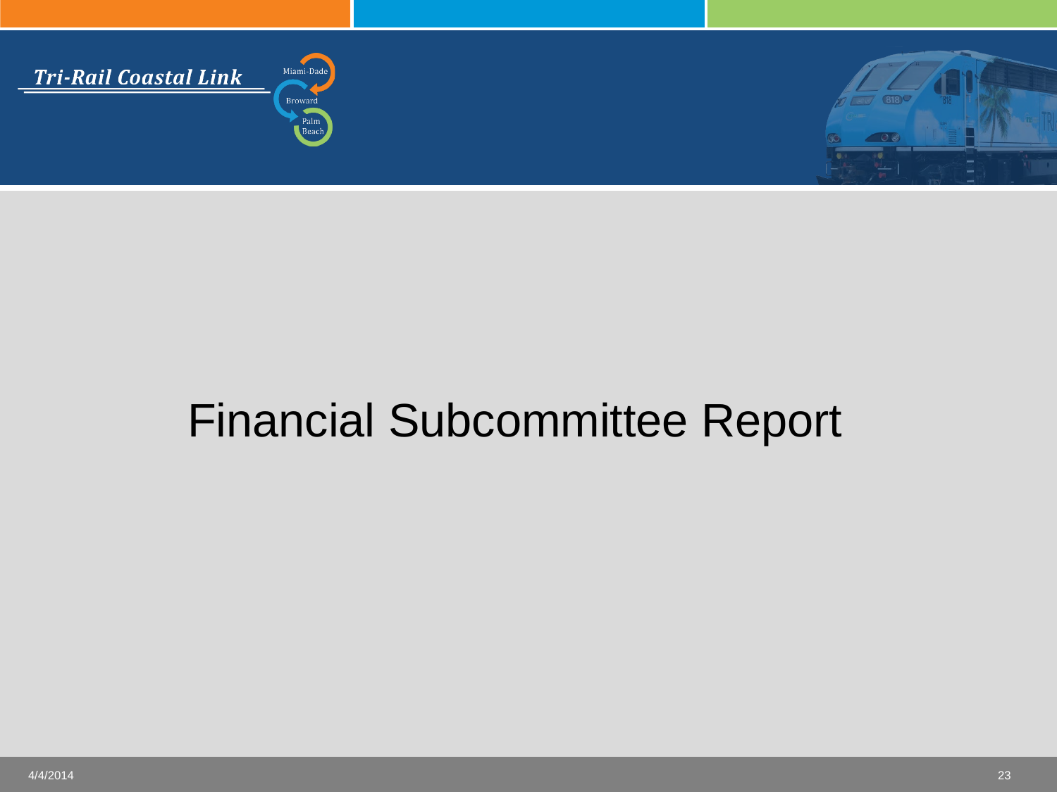# Financial Subcommittee Report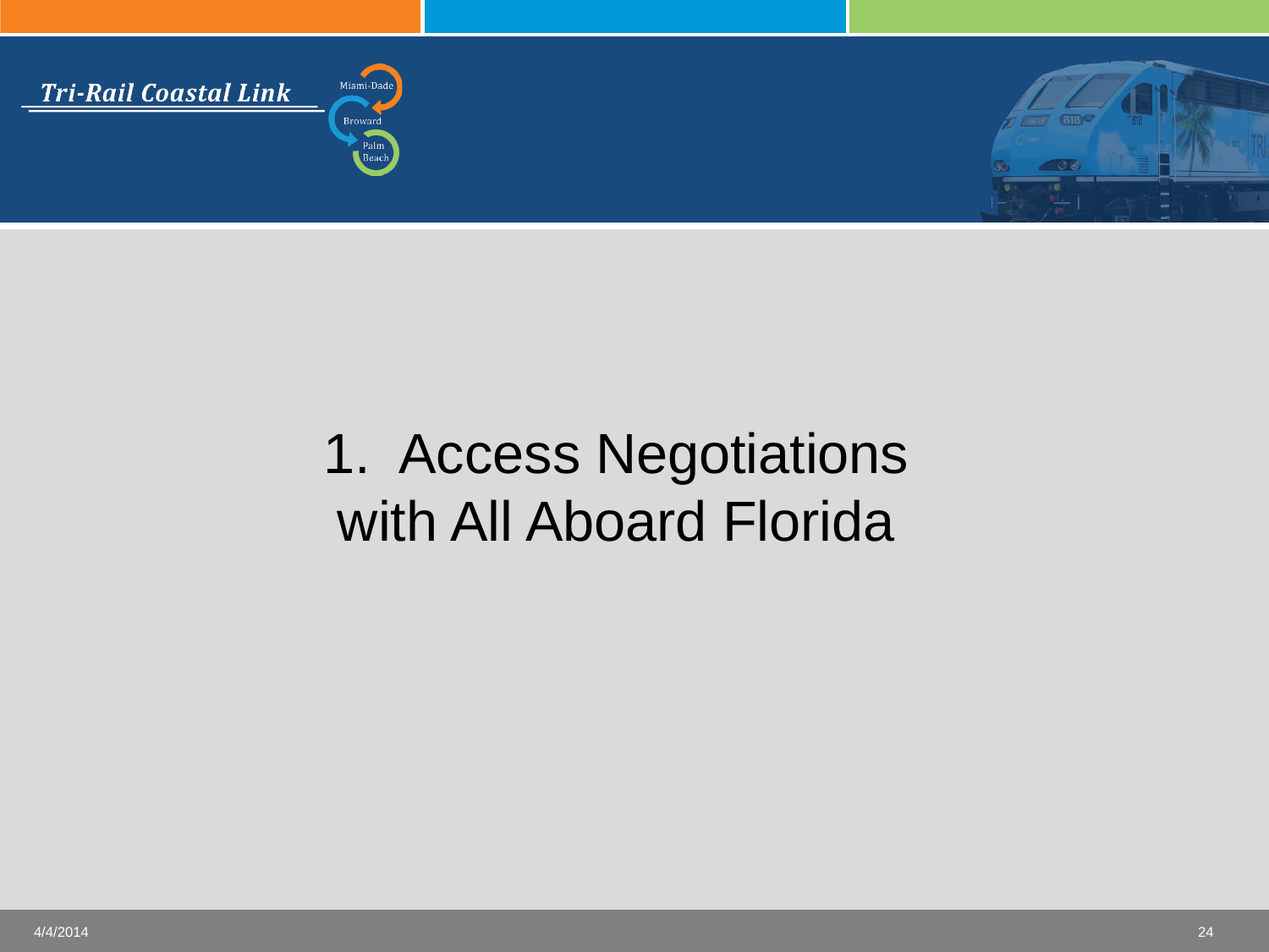# 1. Access Negotiations with All Aboard Florida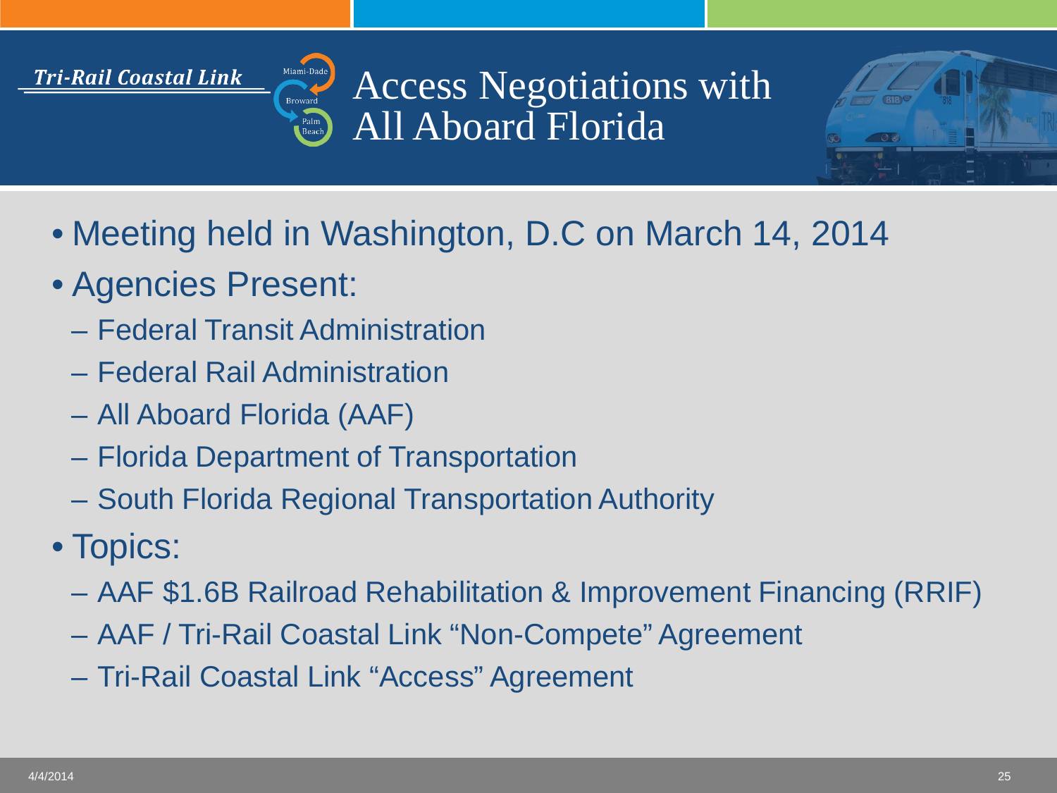# Access Negotiations with All Aboard Florida

- Meeting held in Washington, D.C on March 14, 2014
- Agencies Present:
  - Federal Transit Administration
  - Federal Rail Administration
  - All Aboard Florida (AAF)
  - Florida Department of Transportation
  - South Florida Regional Transportation Authority
- Topics:
  - AAF $1.6B Railroad Rehabilitation & Improvement Financing (RRIF)
  - AAF / Tri-Rail Coastal Link "Non-Compete" Agreement
  - Tri-Rail Coastal Link "Access" Agreement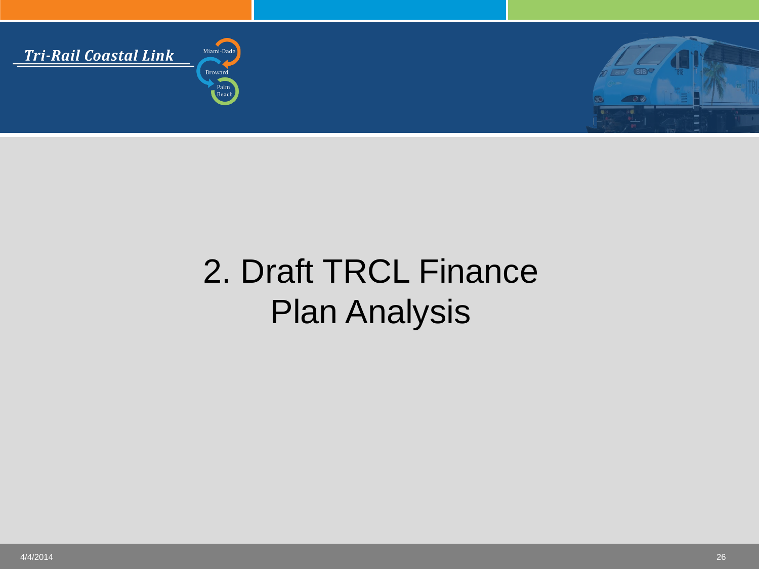# 2. Draft TRCL Finance Plan Analysis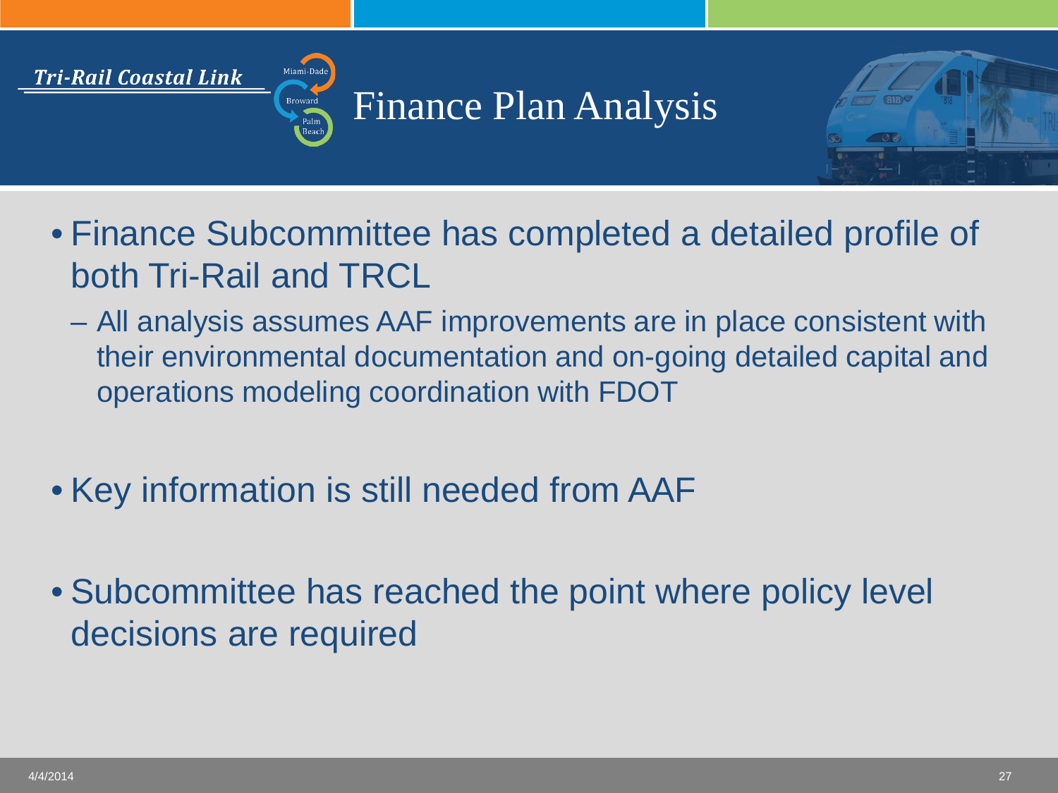# Finance Plan Analysis

- Finance Subcommittee has completed a detailed profile of both Tri-Rail and TRCL
  - All analysis assumes AAF improvements are in place consistent with their environmental documentation and on-going detailed capital and operations modeling coordination with FDOT
- Key information is still needed from AAF
- Subcommittee has reached the point where policy level decisions are required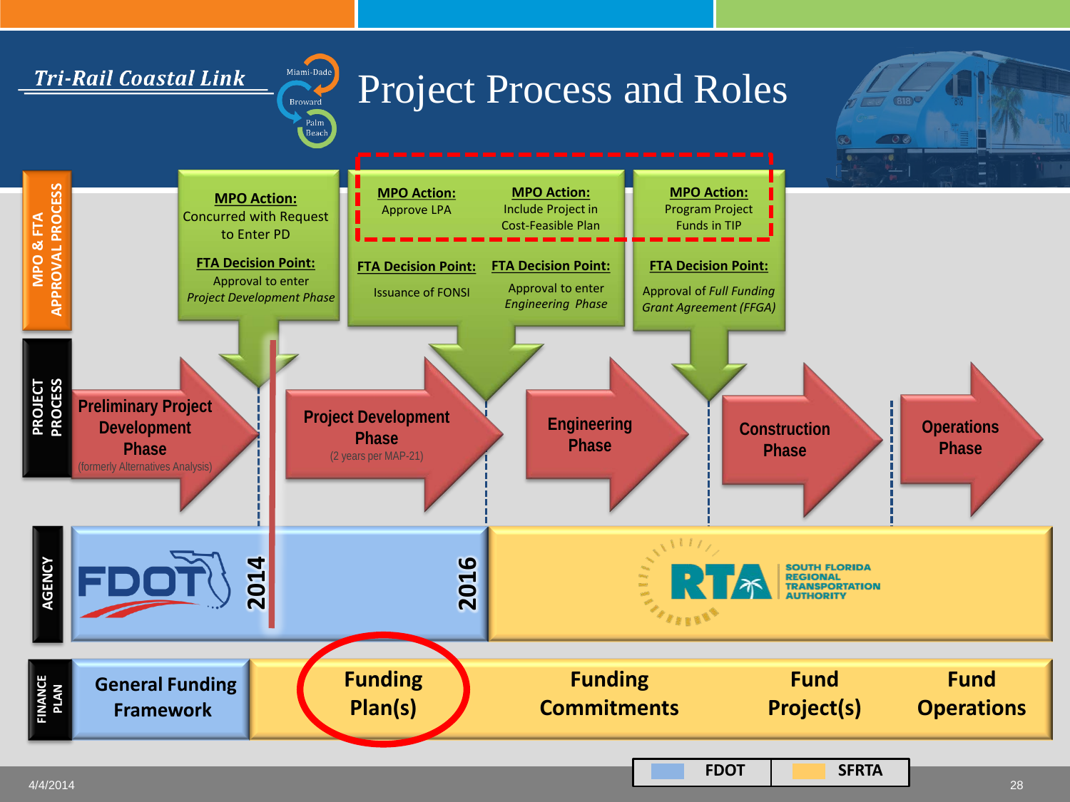# Project Process and Roles

Tri-Rail Coastal Link

Miami-Dade
Broward
Palm Beach

**MPO & FTA APPROVAL PROCESS**

**MPO Action:**
Concurred with Request to Enter PD

**FTA Decision Point:**
Approval to enter *Project Development Phase*

**MPO Action:**
Approve LPA

**MPO Action:**
Include Project in Cost-Feasible Plan

**MPO Action:**
Program Project Funds in TIP

**FTA Decision Point:**
Issuance of FONSI

**FTA Decision Point:**
Approval to enter *Engineering Phase*

**FTA Decision Point:**
Approval of *Full Funding Grant Agreement (FFGA)*

**PROJECT PROCESS**

**Preliminary Project Development Phase**
(formerly Alternatives Analysis)

**Project Development Phase**
(2 years per MAP-21)

**Engineering Phase**

**Construction Phase**

**Operations Phase**

**AGENCY**

FDOT — 2014 — 2016

RTA — SOUTH FLORIDA REGIONAL TRANSPORTATION AUTHORITY

**FINANCE PLAN**

**General Funding Framework**

**Funding Plan(s)**

**Funding Commitments**

**Fund Project(s)**

**Fund Operations**

FDOT | SFRTA

4/4/2014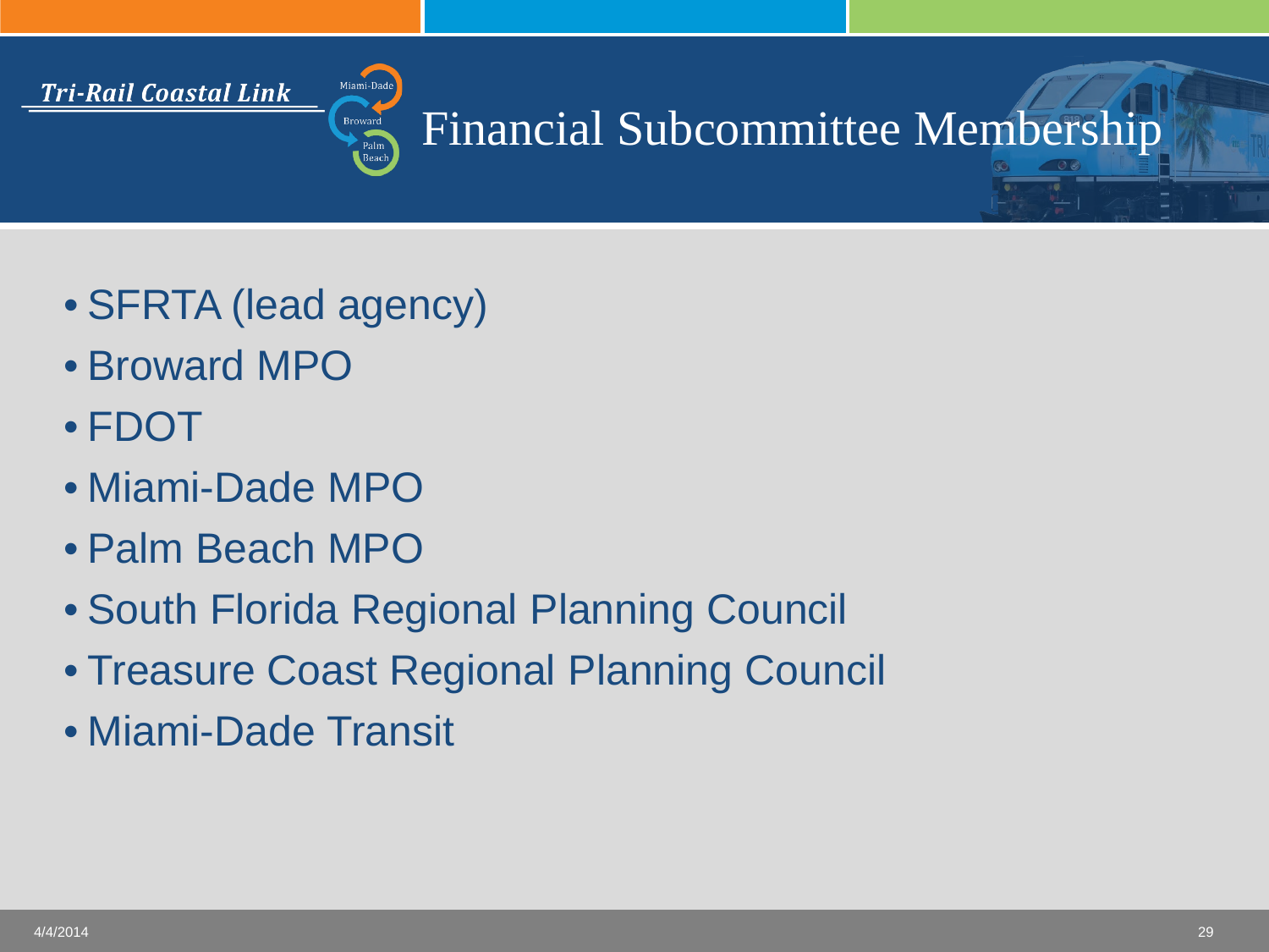# Financial Subcommittee Membership

- SFRTA (lead agency)
- Broward MPO
- FDOT
- Miami-Dade MPO
- Palm Beach MPO
- South Florida Regional Planning Council
- Treasure Coast Regional Planning Council
- Miami-Dade Transit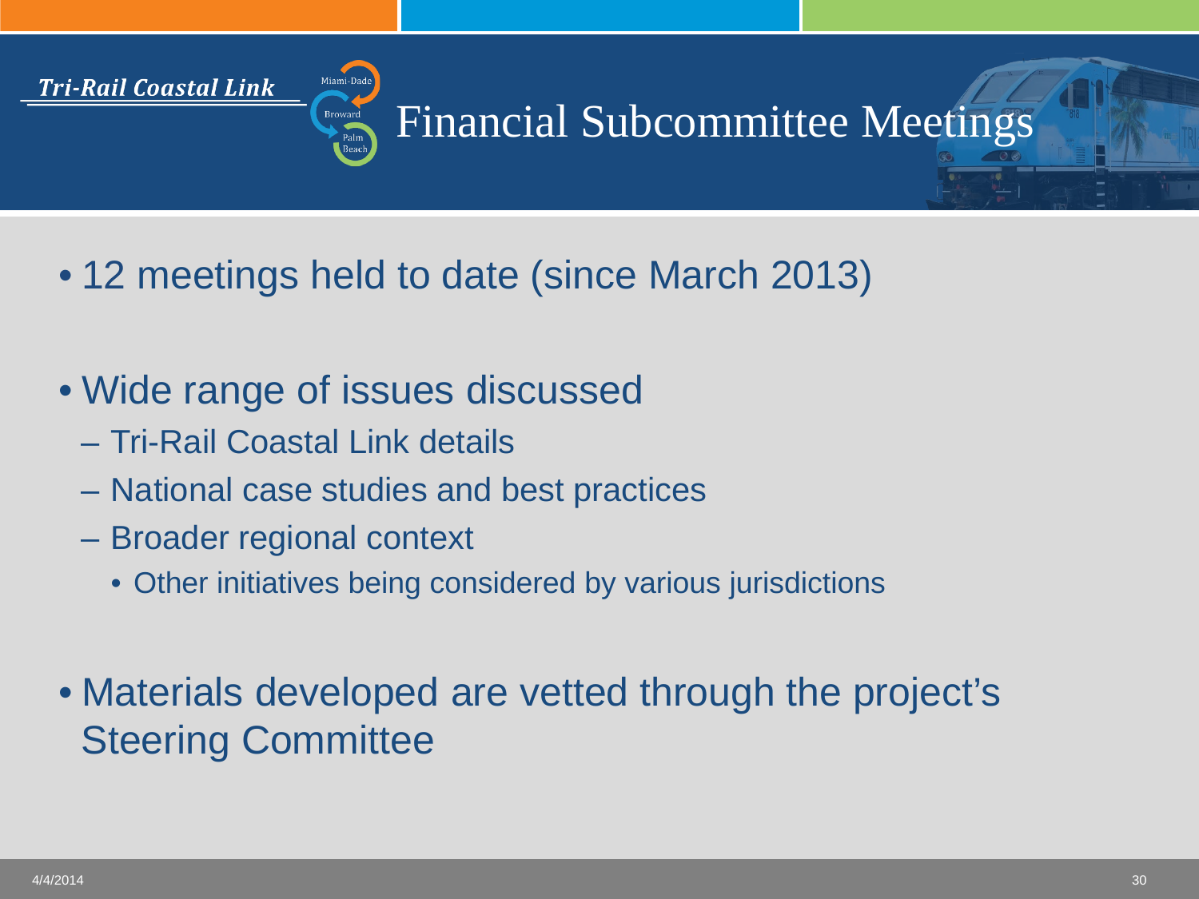# Financial Subcommittee Meetings

- 12 meetings held to date (since March 2013)
- Wide range of issues discussed
  - Tri-Rail Coastal Link details
  - National case studies and best practices
  - Broader regional context
    - Other initiatives being considered by various jurisdictions
- Materials developed are vetted through the project's Steering Committee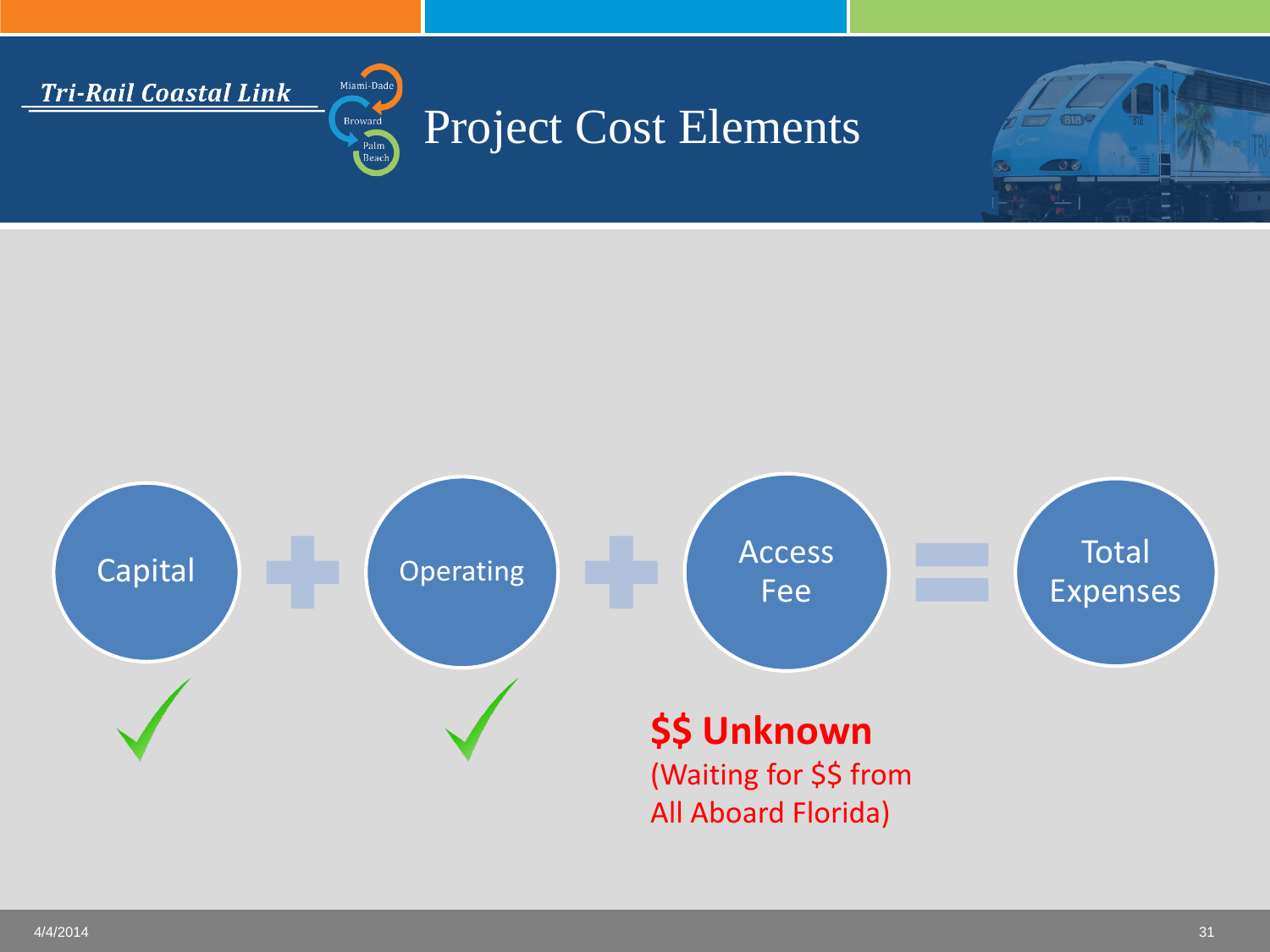Tri-Rail Coastal Link

# Project Cost Elements

Capital + Operating + Access Fee = Total Expenses

Capital ✓

Operating ✓

**$$ Unknown**

(Waiting for $$ from All Aboard Florida)

4/4/2014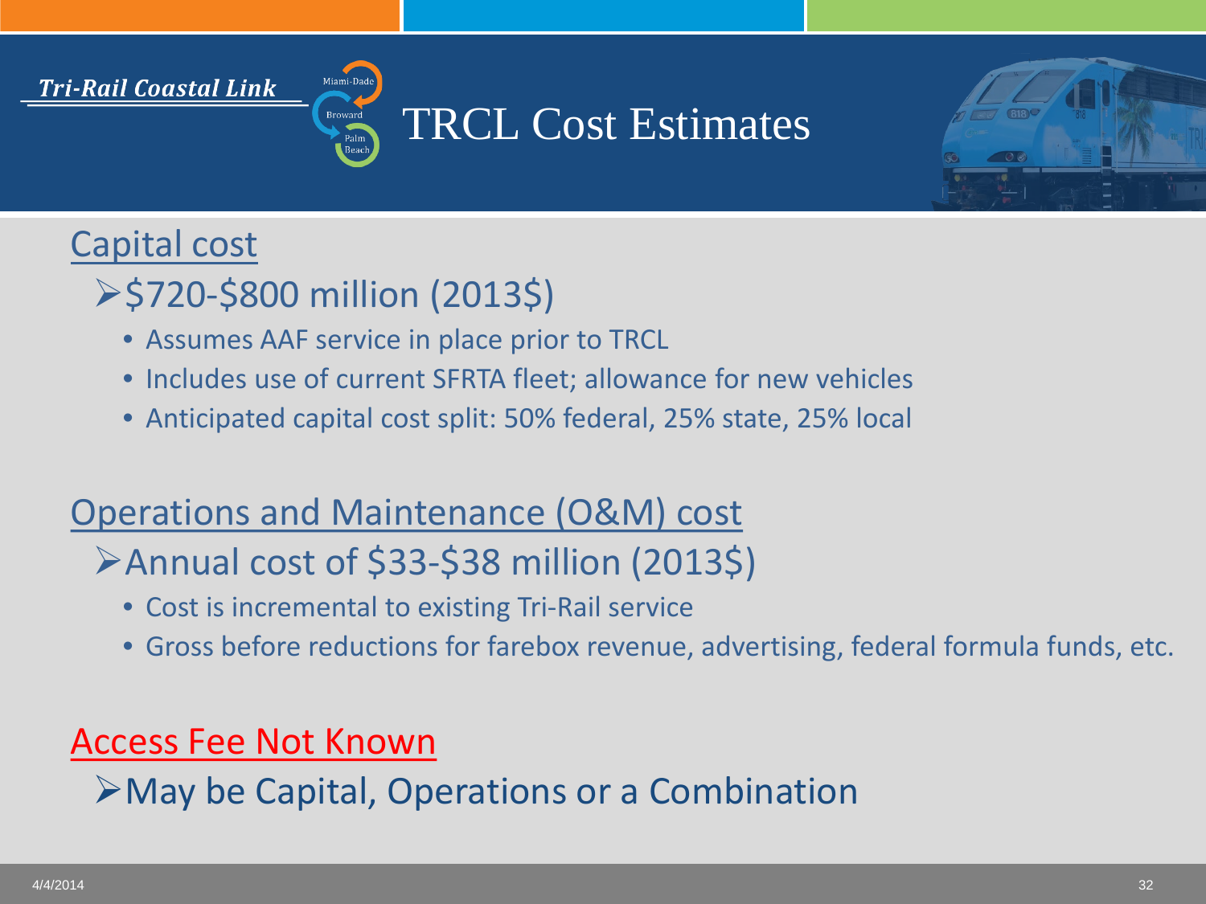# TRCL Cost Estimates

## Capital cost

- $720-$800 million (2013$)
  - Assumes AAF service in place prior to TRCL
  - Includes use of current SFRTA fleet; allowance for new vehicles
  - Anticipated capital cost split: 50% federal, 25% state, 25% local

## Operations and Maintenance (O&M) cost

- Annual cost of $33-$38 million (2013$)
  - Cost is incremental to existing Tri-Rail service
  - Gross before reductions for farebox revenue, advertising, federal formula funds, etc.

## Access Fee Not Known

- May be Capital, Operations or a Combination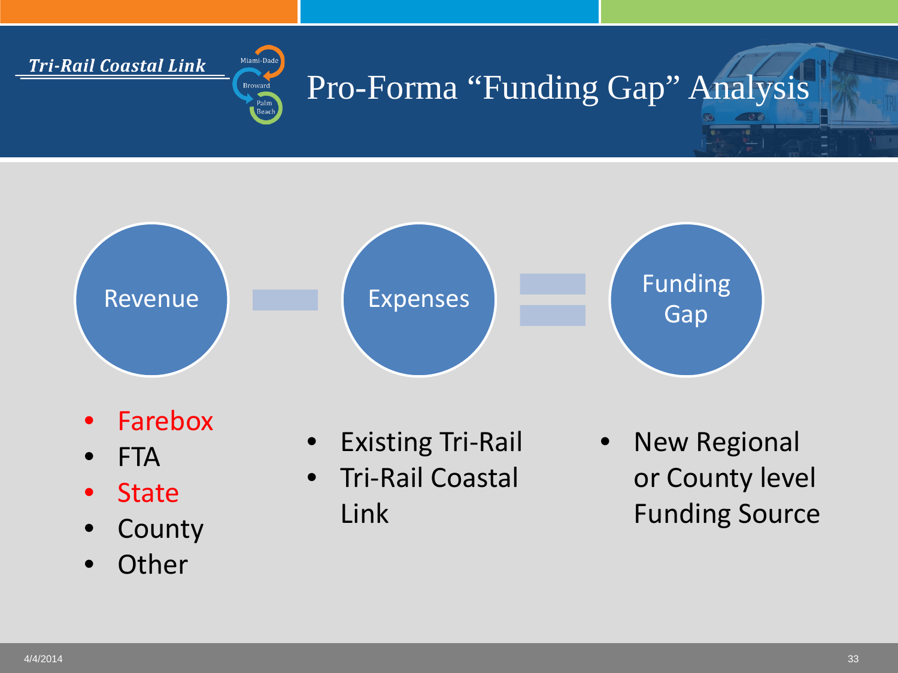Tri-Rail Coastal Link

# Pro-Forma "Funding Gap" Analysis

Revenue − Expenses = Funding Gap

**Revenue**

- Farebox
- FTA
- State
- County
- Other

**Expenses**

- Existing Tri-Rail
- Tri-Rail Coastal Link

**Funding Gap**

- New Regional or County level Funding Source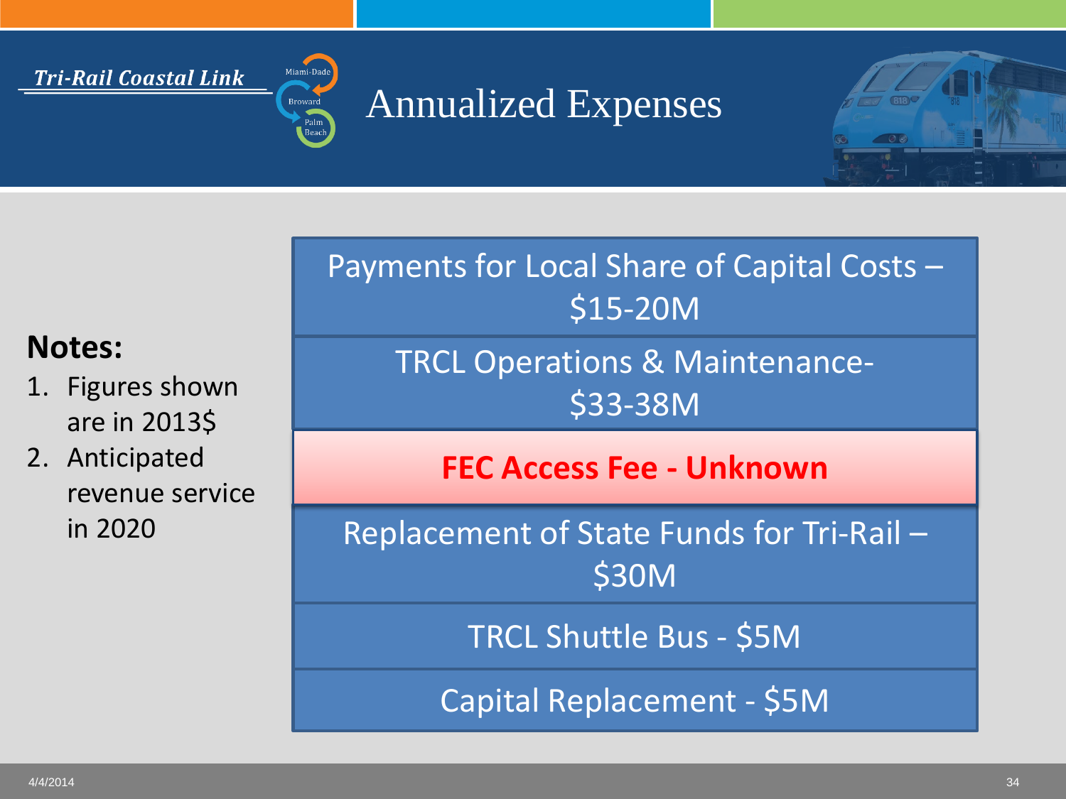Tri-Rail Coastal Link

Miami-Dade
Broward
Palm Beach

# Annualized Expenses

**Notes:**

1. Figures shown are in 2013$
2. Anticipated revenue service in 2020

Payments for Local Share of Capital Costs – $15-20M

TRCL Operations & Maintenance- $33-38M

**FEC Access Fee - Unknown**

Replacement of State Funds for Tri-Rail – $30M

TRCL Shuttle Bus - $5M

Capital Replacement - $5M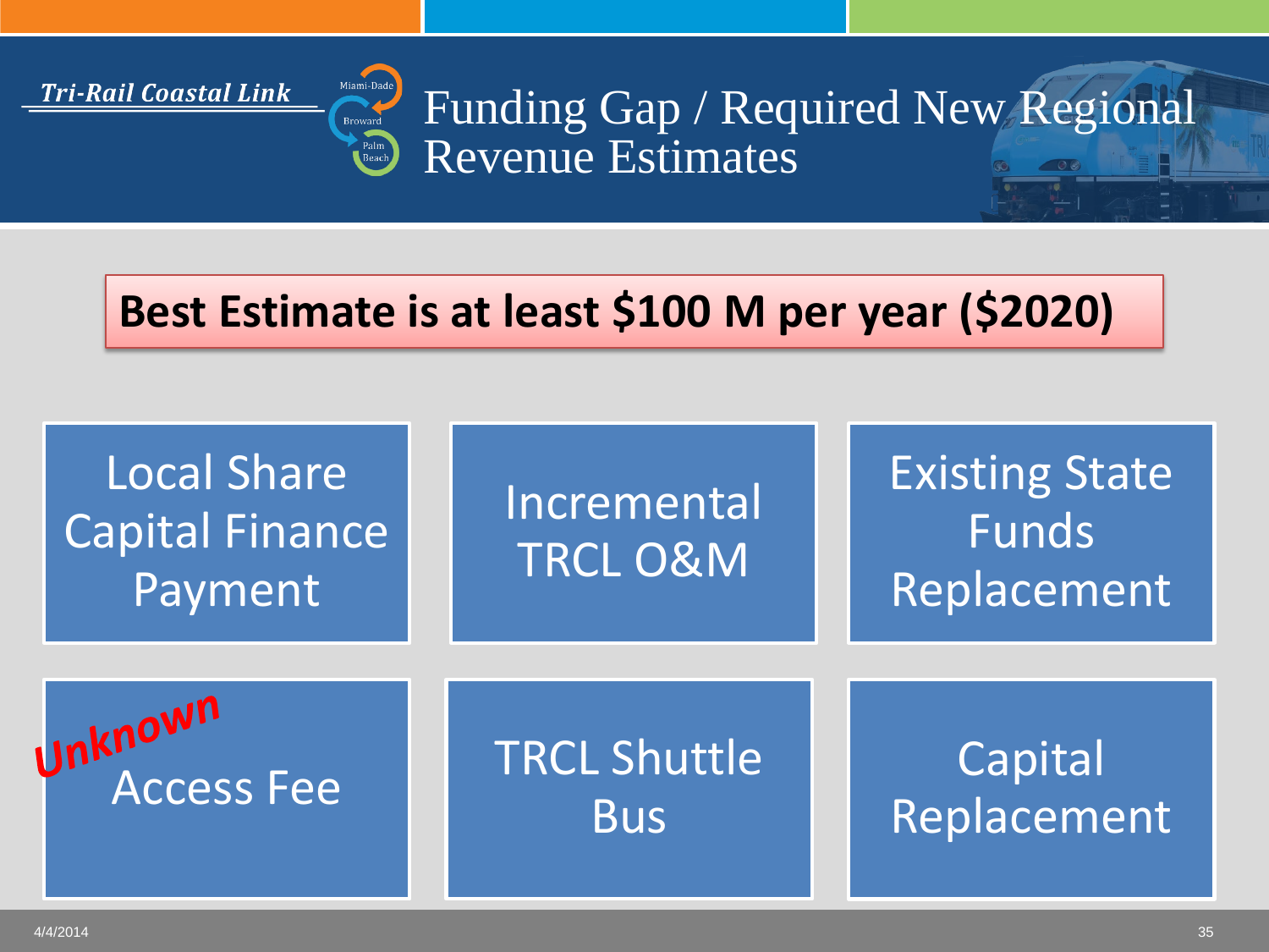Tri-Rail Coastal Link

# Funding Gap / Required New Regional Revenue Estimates

**Best Estimate is at least $100 M per year ($2020)**

- Local Share Capital Finance Payment
- Incremental TRCL O&M
- Existing State Funds Replacement
- Access Fee (*Unknown*)
- TRCL Shuttle Bus
- Capital Replacement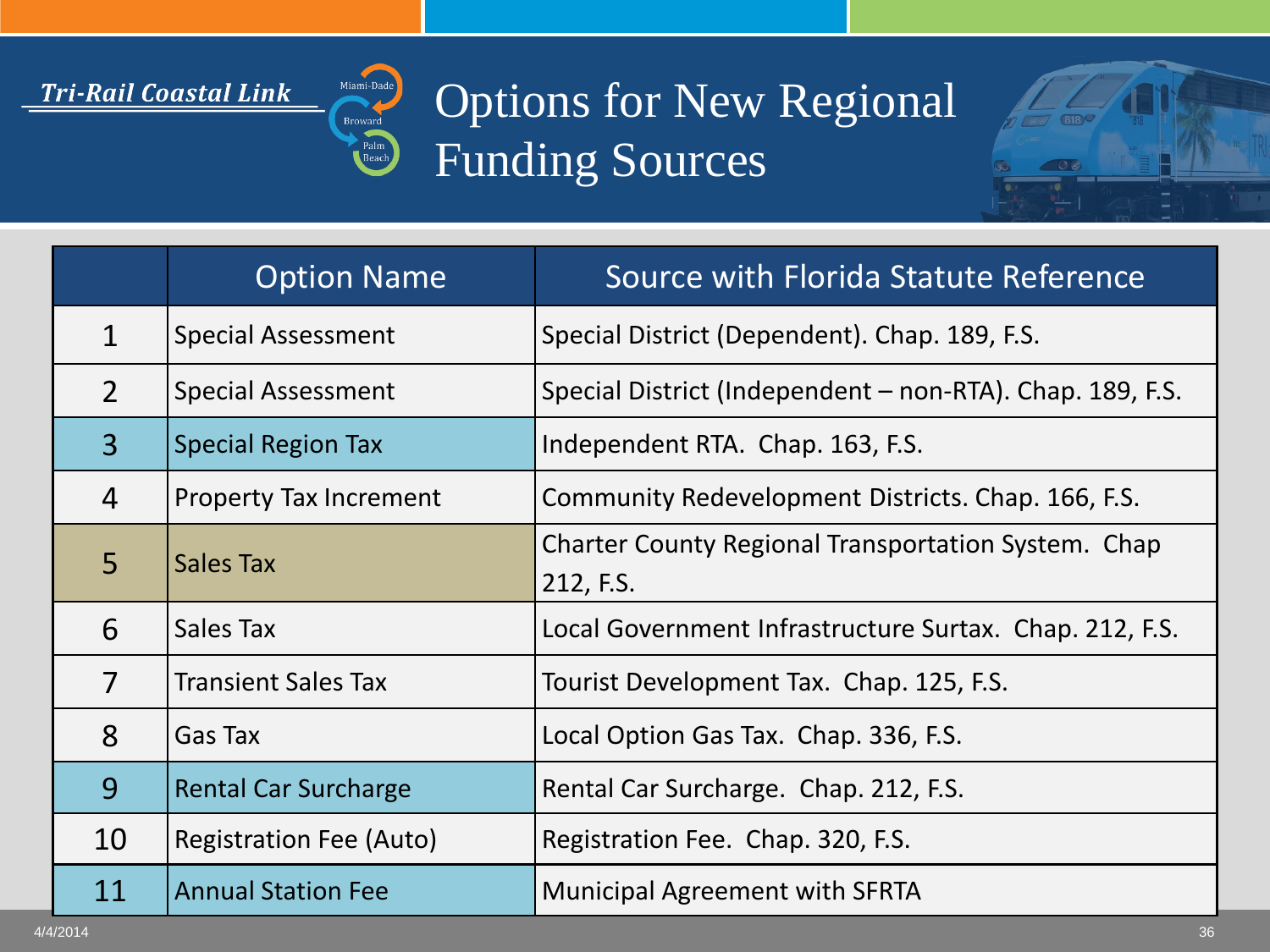Tri-Rail Coastal Link

Miami-Dade
Broward
Palm Beach

# Options for New Regional Funding Sources

| | Option Name | Source with Florida Statute Reference |
|---|---|---|
| 1 | Special Assessment | Special District (Dependent). Chap. 189, F.S. |
| 2 | Special Assessment | Special District (Independent – non-RTA). Chap. 189, F.S. |
| 3 | Special Region Tax | Independent RTA. Chap. 163, F.S. |
| 4 | Property Tax Increment | Community Redevelopment Districts. Chap. 166, F.S. |
| 5 | Sales Tax | Charter County Regional Transportation System. Chap 212, F.S. |
| 6 | Sales Tax | Local Government Infrastructure Surtax. Chap. 212, F.S. |
| 7 | Transient Sales Tax | Tourist Development Tax. Chap. 125, F.S. |
| 8 | Gas Tax | Local Option Gas Tax. Chap. 336, F.S. |
| 9 | Rental Car Surcharge | Rental Car Surcharge. Chap. 212, F.S. |
| 10 | Registration Fee (Auto) | Registration Fee. Chap. 320, F.S. |
| 11 | Annual Station Fee | Municipal Agreement with SFRTA |

4/4/2014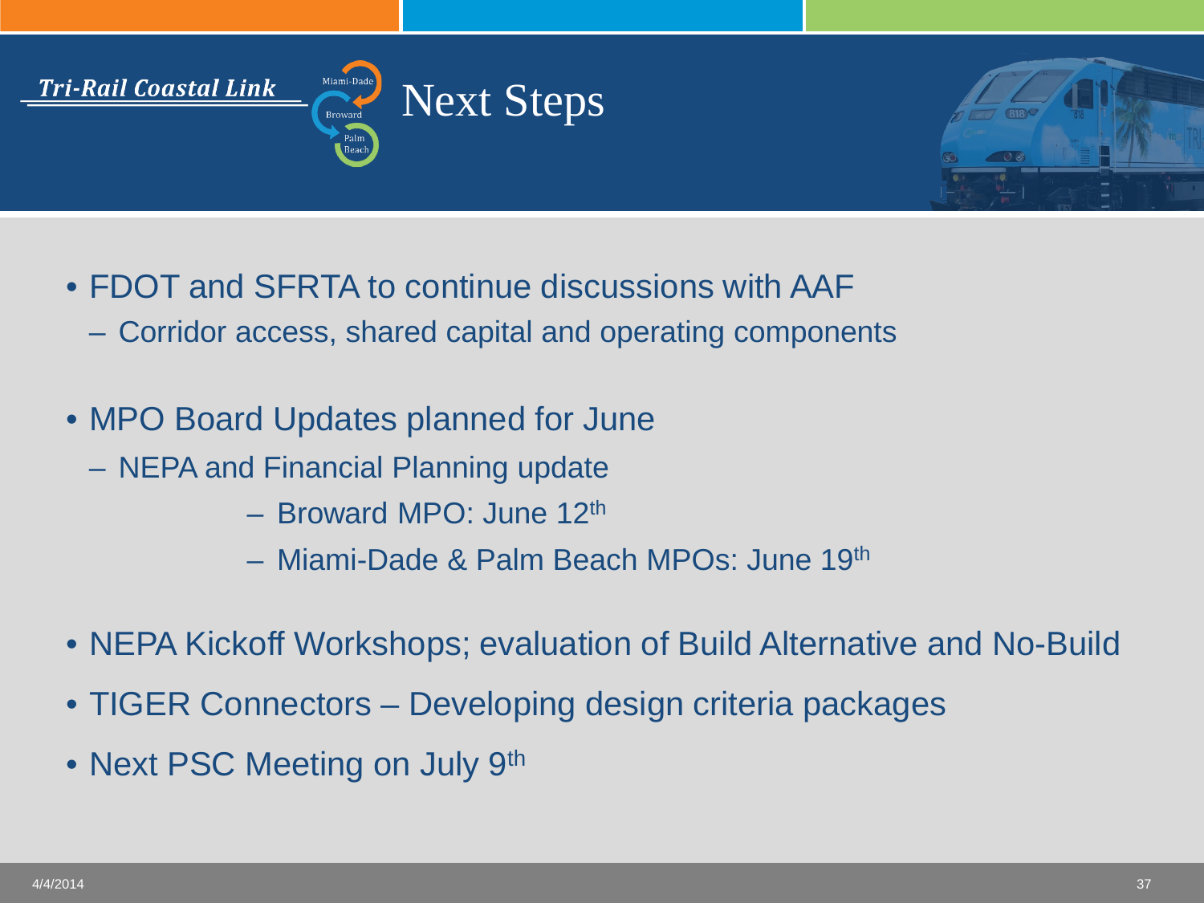Tri-Rail Coastal Link

# Next Steps

- FDOT and SFRTA to continue discussions with AAF
  - Corridor access, shared capital and operating components
- MPO Board Updates planned for June
  - NEPA and Financial Planning update
    - Broward MPO: June 12th
    - Miami-Dade & Palm Beach MPOs: June 19th
- NEPA Kickoff Workshops; evaluation of Build Alternative and No-Build
- TIGER Connectors – Developing design criteria packages
- Next PSC Meeting on July 9th

4/4/2014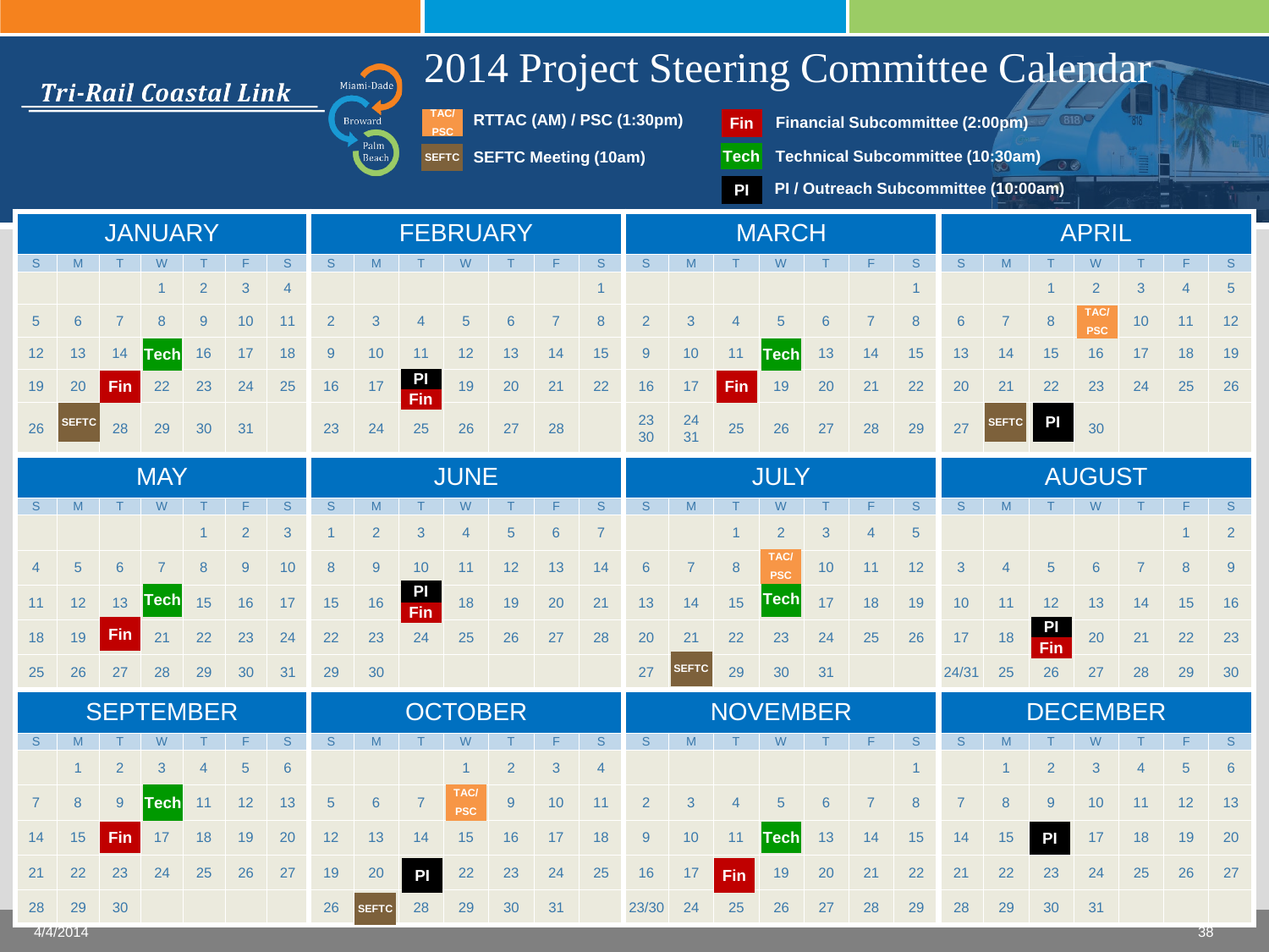# 2014 Project Steering Committee Calendar

**Tri-Rail Coastal Link**

Miami-Dade · Broward · Palm Beach

- **TAC/PSC** – RTTAC (AM) / PSC (1:30pm)
- **SEFTC** – SEFTC Meeting (10am)
- **Fin** – Financial Subcommittee (2:00pm)
- **Tech** – Technical Subcommittee (10:30am)
- **PI** – PI / Outreach Subcommittee (10:00am)

## JANUARY

| S | M | T | W | T | F | S |
|---|---|---|---|---|---|---|
| | | | 1 | 2 | 3 | 4 |
| 5 | 6 | 7 | 8 | 9 | 10 | 11 |
| 12 | 13 | 14 | Tech | 16 | 17 | 18 |
| 19 | 20 | Fin | 22 | 23 | 24 | 25 |
| 26 | SEFTC | 28 | 29 | 30 | 31 | |

## FEBRUARY

| S | M | T | W | T | F | S |
|---|---|---|---|---|---|---|
| | | | | | | 1 |
| 2 | 3 | 4 | 5 | 6 | 7 | 8 |
| 9 | 10 | 11 | 12 | 13 | 14 | 15 |
| 16 | 17 | PI / Fin | 19 | 20 | 21 | 22 |
| 23 | 24 | 25 | 26 | 27 | 28 | |

## MARCH

| S | M | T | W | T | F | S |
|---|---|---|---|---|---|---|
| | | | | | | 1 |
| 2 | 3 | 4 | 5 | 6 | 7 | 8 |
| 9 | 10 | 11 | Tech | 13 | 14 | 15 |
| 16 | 17 | Fin | 19 | 20 | 21 | 22 |
| 23 30 | 24 31 | 25 | 26 | 27 | 28 | 29 |

## APRIL

| S | M | T | W | T | F | S |
|---|---|---|---|---|---|---|
| | | 1 | 2 | 3 | 4 | 5 |
| 6 | 7 | 8 | TAC/PSC | 10 | 11 | 12 |
| 13 | 14 | 15 | 16 | 17 | 18 | 19 |
| 20 | 21 | 22 | 23 | 24 | 25 | 26 |
| 27 | SEFTC | PI | 30 | | | |

## MAY

| S | M | T | W | T | F | S |
|---|---|---|---|---|---|---|
| | | | | 1 | 2 | 3 |
| 4 | 5 | 6 | 7 | 8 | 9 | 10 |
| 11 | 12 | 13 | Tech | 15 | 16 | 17 |
| 18 | 19 | Fin | 21 | 22 | 23 | 24 |
| 25 | 26 | 27 | 28 | 29 | 30 | 31 |

## JUNE

| S | M | T | W | T | F | S |
|---|---|---|---|---|---|---|
| 1 | 2 | 3 | 4 | 5 | 6 | 7 |
| 8 | 9 | 10 | 11 | 12 | 13 | 14 |
| 15 | 16 | PI / Fin | 18 | 19 | 20 | 21 |
| 22 | 23 | 24 | 25 | 26 | 27 | 28 |
| 29 | 30 | | | | | |

## JULY

| S | M | T | W | T | F | S |
|---|---|---|---|---|---|---|
| | | 1 | 2 | 3 | 4 | 5 |
| 6 | 7 | 8 | TAC/PSC | 10 | 11 | 12 |
| 13 | 14 | 15 | Tech | 17 | 18 | 19 |
| 20 | 21 | 22 | 23 | 24 | 25 | 26 |
| 27 | SEFTC | 29 | 30 | 31 | | |

## AUGUST

| S | M | T | W | T | F | S |
|---|---|---|---|---|---|---|
| | | | | | 1 | 2 |
| 3 | 4 | 5 | 6 | 7 | 8 | 9 |
| 10 | 11 | 12 | 13 | 14 | 15 | 16 |
| 17 | 18 | PI / Fin | 20 | 21 | 22 | 23 |
| 24/31 | 25 | 26 | 27 | 28 | 29 | 30 |

## SEPTEMBER

| S | M | T | W | T | F | S |
|---|---|---|---|---|---|---|
| | 1 | 2 | 3 | 4 | 5 | 6 |
| 7 | 8 | 9 | Tech | 11 | 12 | 13 |
| 14 | 15 | Fin | 17 | 18 | 19 | 20 |
| 21 | 22 | 23 | 24 | 25 | 26 | 27 |
| 28 | 29 | 30 | | | | |

## OCTOBER

| S | M | T | W | T | F | S |
|---|---|---|---|---|---|---|
| | | | 1 | 2 | 3 | 4 |
| 5 | 6 | 7 | TAC/PSC | 9 | 10 | 11 |
| 12 | 13 | 14 | 15 | 16 | 17 | 18 |
| 19 | 20 | PI | 22 | 23 | 24 | 25 |
| 26 | SEFTC | 28 | 29 | 30 | 31 | |

## NOVEMBER

| S | M | T | W | T | F | S |
|---|---|---|---|---|---|---|
| | | | | | | 1 |
| 2 | 3 | 4 | 5 | 6 | 7 | 8 |
| 9 | 10 | 11 | Tech | 13 | 14 | 15 |
| 16 | 17 | Fin | 19 | 20 | 21 | 22 |
| 23/30 | 24 | 25 | 26 | 27 | 28 | 29 |

## DECEMBER

| S | M | T | W | T | F | S |
|---|---|---|---|---|---|---|
| | 1 | 2 | 3 | 4 | 5 | 6 |
| 7 | 8 | 9 | 10 | 11 | 12 | 13 |
| 14 | 15 | PI | 17 | 18 | 19 | 20 |
| 21 | 22 | 23 | 24 | 25 | 26 | 27 |
| 28 | 29 | 30 | 31 | | | |

4/4/2014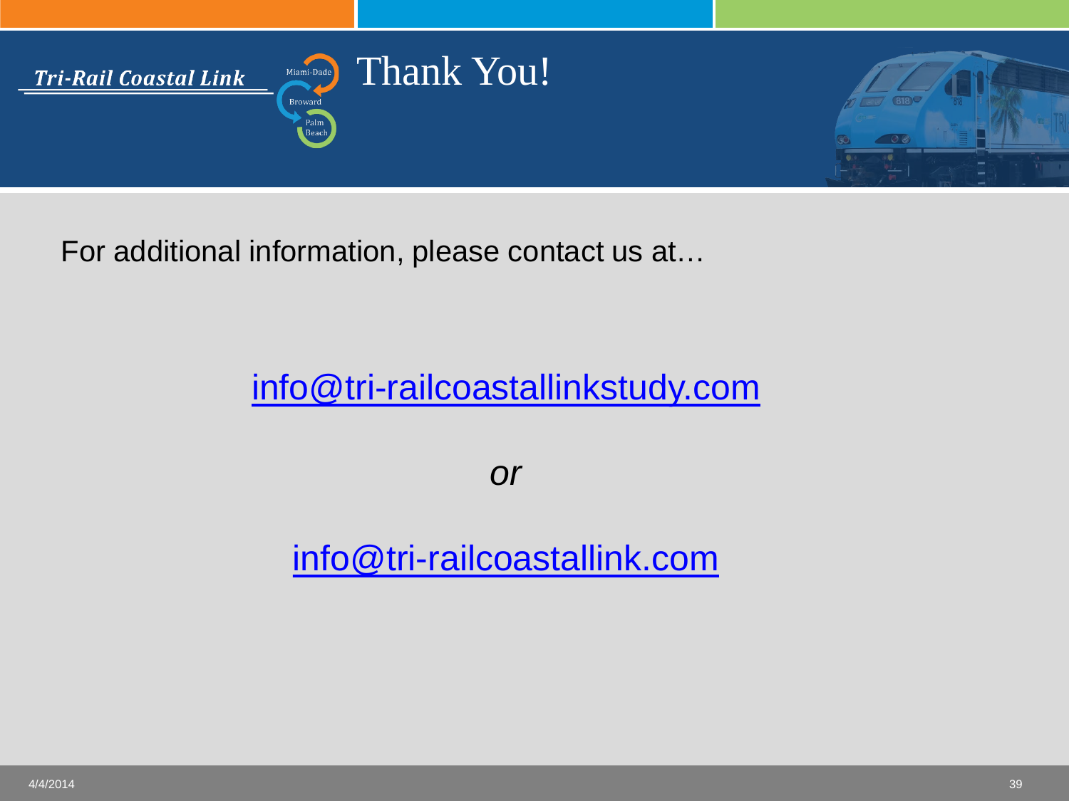# Thank You!

For additional information, please contact us at…

info@tri-railcoastallinkstudy.com

*or*

info@tri-railcoastallink.com